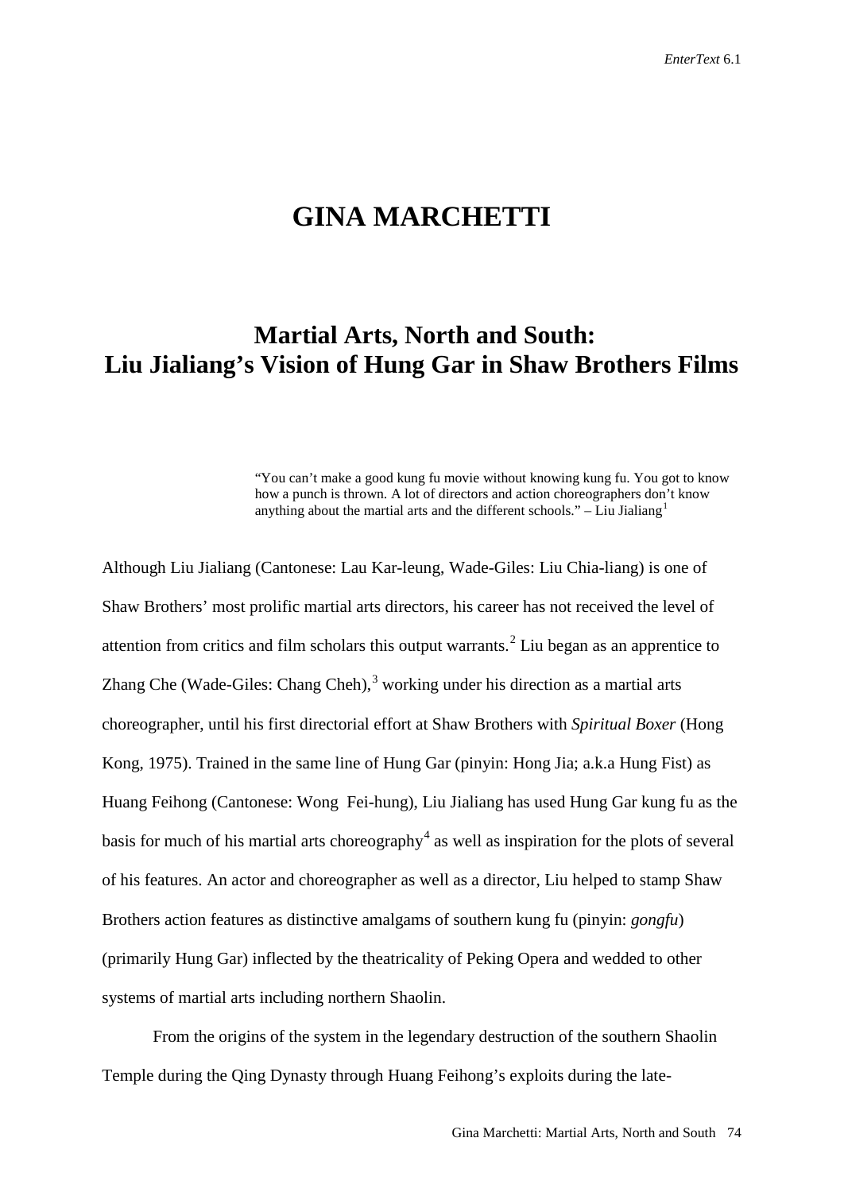# GINA MARCHETTI

## Martial Arts, North and South: Liu Jialiang's Vision of Hung Gar in Shaw Brothers Films

> "You can't make a good kung fu movie without knowing kung fu. You got to know how a punch is thrown. A lot of directors and action choreographers don't know anything about the martial arts and the different schools." – Liu Jialiang[1]

Although Liu Jialiang (Cantonese: Lau Kar-leung, Wade-Giles: Liu Chia-liang) is one of Shaw Brothers' most prolific martial arts directors, his career has not received the level of attention from critics and film scholars this output warrants.[2] Liu began as an apprentice to Zhang Che (Wade-Giles: Chang Cheh),[3] working under his direction as a martial arts choreographer, until his first directorial effort at Shaw Brothers with *Spiritual Boxer* (Hong Kong, 1975). Trained in the same line of Hung Gar (pinyin: Hong Jia; a.k.a Hung Fist) as Huang Feihong (Cantonese: Wong Fei-hung), Liu Jialiang has used Hung Gar kung fu as the basis for much of his martial arts choreography[4] as well as inspiration for the plots of several of his features. An actor and choreographer as well as a director, Liu helped to stamp Shaw Brothers action features as distinctive amalgams of southern kung fu (pinyin: *gongfu*) (primarily Hung Gar) inflected by the theatricality of Peking Opera and wedded to other systems of martial arts including northern Shaolin.

From the origins of the system in the legendary destruction of the southern Shaolin Temple during the Qing Dynasty through Huang Feihong's exploits during the late-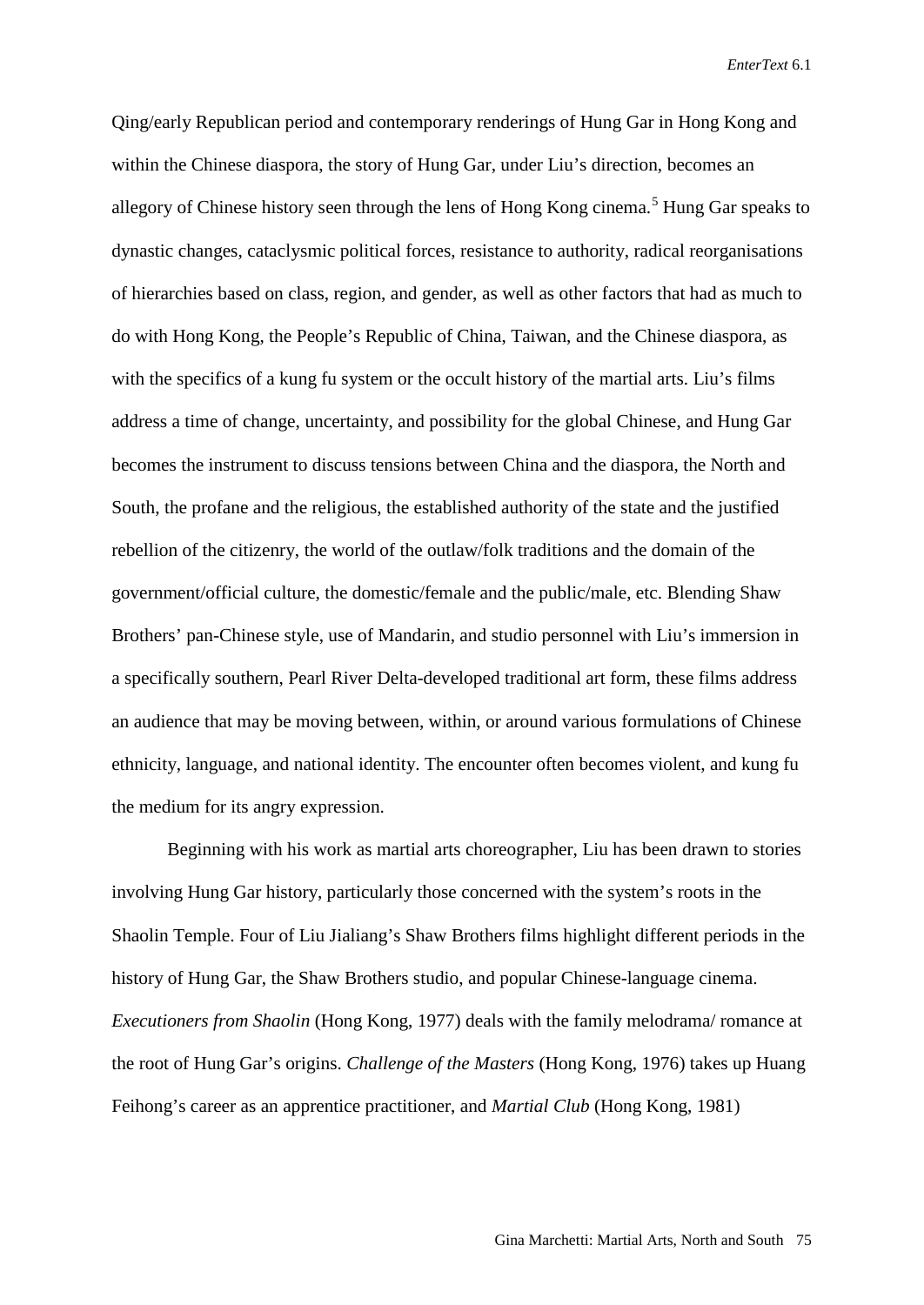Qing/early Republican period and contemporary renderings of Hung Gar in Hong Kong and within the Chinese diaspora, the story of Hung Gar, under Liu's direction, becomes an allegory of Chinese history seen through the lens of Hong Kong cinema.[5] Hung Gar speaks to dynastic changes, cataclysmic political forces, resistance to authority, radical reorganisations of hierarchies based on class, region, and gender, as well as other factors that had as much to do with Hong Kong, the People's Republic of China, Taiwan, and the Chinese diaspora, as with the specifics of a kung fu system or the occult history of the martial arts. Liu's films address a time of change, uncertainty, and possibility for the global Chinese, and Hung Gar becomes the instrument to discuss tensions between China and the diaspora, the North and South, the profane and the religious, the established authority of the state and the justified rebellion of the citizenry, the world of the outlaw/folk traditions and the domain of the government/official culture, the domestic/female and the public/male, etc. Blending Shaw Brothers' pan-Chinese style, use of Mandarin, and studio personnel with Liu's immersion in a specifically southern, Pearl River Delta-developed traditional art form, these films address an audience that may be moving between, within, or around various formulations of Chinese ethnicity, language, and national identity. The encounter often becomes violent, and kung fu the medium for its angry expression.

Beginning with his work as martial arts choreographer, Liu has been drawn to stories involving Hung Gar history, particularly those concerned with the system's roots in the Shaolin Temple. Four of Liu Jialiang's Shaw Brothers films highlight different periods in the history of Hung Gar, the Shaw Brothers studio, and popular Chinese-language cinema. *Executioners from Shaolin* (Hong Kong, 1977) deals with the family melodrama/ romance at the root of Hung Gar's origins. *Challenge of the Masters* (Hong Kong, 1976) takes up Huang Feihong's career as an apprentice practitioner, and *Martial Club* (Hong Kong, 1981)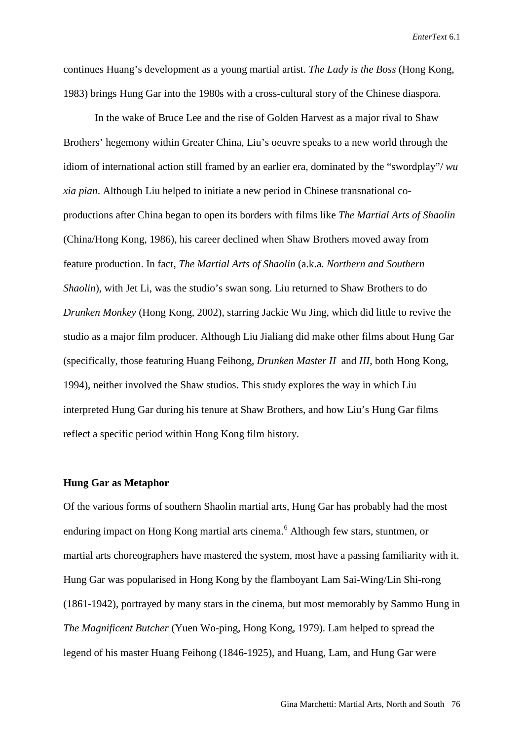continues Huang's development as a young martial artist. *The Lady is the Boss* (Hong Kong, 1983) brings Hung Gar into the 1980s with a cross-cultural story of the Chinese diaspora.

In the wake of Bruce Lee and the rise of Golden Harvest as a major rival to Shaw Brothers' hegemony within Greater China, Liu's oeuvre speaks to a new world through the idiom of international action still framed by an earlier era, dominated by the "swordplay"/ *wu xia pian*. Although Liu helped to initiate a new period in Chinese transnational co-productions after China began to open its borders with films like *The Martial Arts of Shaolin* (China/Hong Kong, 1986), his career declined when Shaw Brothers moved away from feature production. In fact, *The Martial Arts of Shaolin* (a.k.a. *Northern and Southern Shaolin*), with Jet Li, was the studio's swan song. Liu returned to Shaw Brothers to do *Drunken Monkey* (Hong Kong, 2002), starring Jackie Wu Jing, which did little to revive the studio as a major film producer. Although Liu Jialiang did make other films about Hung Gar (specifically, those featuring Huang Feihong, *Drunken Master II* and *III*, both Hong Kong, 1994), neither involved the Shaw studios. This study explores the way in which Liu interpreted Hung Gar during his tenure at Shaw Brothers, and how Liu's Hung Gar films reflect a specific period within Hong Kong film history.

**Hung Gar as Metaphor**

Of the various forms of southern Shaolin martial arts, Hung Gar has probably had the most enduring impact on Hong Kong martial arts cinema.[6] Although few stars, stuntmen, or martial arts choreographers have mastered the system, most have a passing familiarity with it. Hung Gar was popularised in Hong Kong by the flamboyant Lam Sai-Wing/Lin Shi-rong (1861-1942), portrayed by many stars in the cinema, but most memorably by Sammo Hung in *The Magnificent Butcher* (Yuen Wo-ping, Hong Kong, 1979). Lam helped to spread the legend of his master Huang Feihong (1846-1925), and Huang, Lam, and Hung Gar were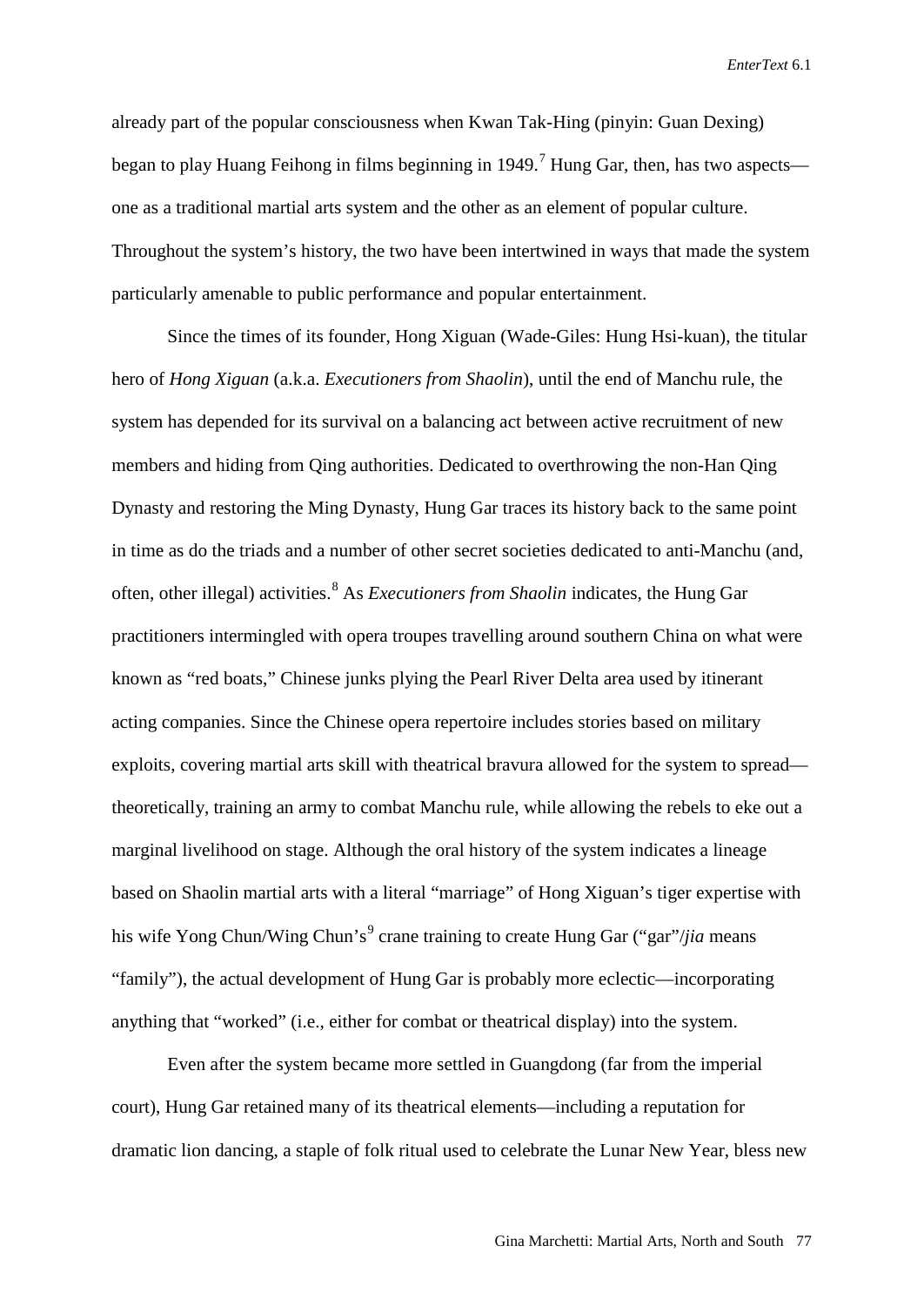already part of the popular consciousness when Kwan Tak-Hing (pinyin: Guan Dexing) began to play Huang Feihong in films beginning in 1949.[7] Hung Gar, then, has two aspects—one as a traditional martial arts system and the other as an element of popular culture. Throughout the system's history, the two have been intertwined in ways that made the system particularly amenable to public performance and popular entertainment.

Since the times of its founder, Hong Xiguan (Wade-Giles: Hung Hsi-kuan), the titular hero of *Hong Xiguan* (a.k.a. *Executioners from Shaolin*), until the end of Manchu rule, the system has depended for its survival on a balancing act between active recruitment of new members and hiding from Qing authorities. Dedicated to overthrowing the non-Han Qing Dynasty and restoring the Ming Dynasty, Hung Gar traces its history back to the same point in time as do the triads and a number of other secret societies dedicated to anti-Manchu (and, often, other illegal) activities.[8] As *Executioners from Shaolin* indicates, the Hung Gar practitioners intermingled with opera troupes travelling around southern China on what were known as "red boats," Chinese junks plying the Pearl River Delta area used by itinerant acting companies. Since the Chinese opera repertoire includes stories based on military exploits, covering martial arts skill with theatrical bravura allowed for the system to spread—theoretically, training an army to combat Manchu rule, while allowing the rebels to eke out a marginal livelihood on stage. Although the oral history of the system indicates a lineage based on Shaolin martial arts with a literal "marriage" of Hong Xiguan's tiger expertise with his wife Yong Chun/Wing Chun's[9] crane training to create Hung Gar ("gar"/*jia* means "family"), the actual development of Hung Gar is probably more eclectic—incorporating anything that "worked" (i.e., either for combat or theatrical display) into the system.

Even after the system became more settled in Guangdong (far from the imperial court), Hung Gar retained many of its theatrical elements—including a reputation for dramatic lion dancing, a staple of folk ritual used to celebrate the Lunar New Year, bless new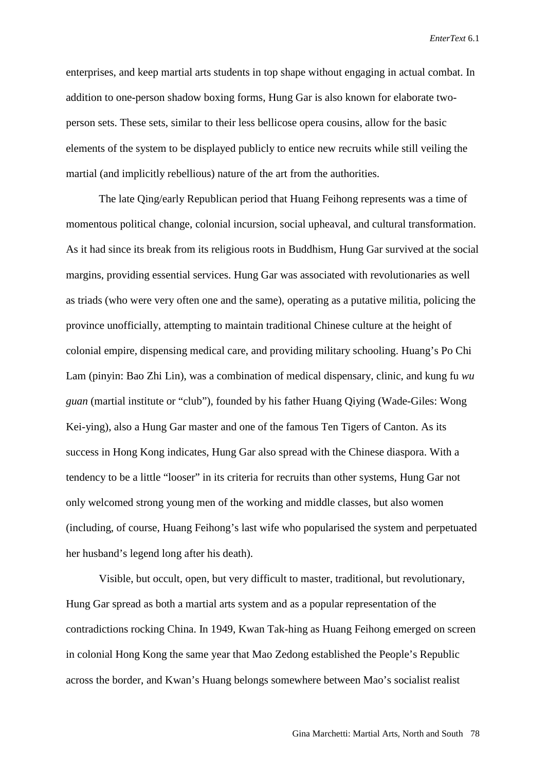enterprises, and keep martial arts students in top shape without engaging in actual combat. In addition to one-person shadow boxing forms, Hung Gar is also known for elaborate two-person sets. These sets, similar to their less bellicose opera cousins, allow for the basic elements of the system to be displayed publicly to entice new recruits while still veiling the martial (and implicitly rebellious) nature of the art from the authorities.

The late Qing/early Republican period that Huang Feihong represents was a time of momentous political change, colonial incursion, social upheaval, and cultural transformation. As it had since its break from its religious roots in Buddhism, Hung Gar survived at the social margins, providing essential services. Hung Gar was associated with revolutionaries as well as triads (who were very often one and the same), operating as a putative militia, policing the province unofficially, attempting to maintain traditional Chinese culture at the height of colonial empire, dispensing medical care, and providing military schooling. Huang's Po Chi Lam (pinyin: Bao Zhi Lin), was a combination of medical dispensary, clinic, and kung fu *wu guan* (martial institute or "club"), founded by his father Huang Qiying (Wade-Giles: Wong Kei-ying), also a Hung Gar master and one of the famous Ten Tigers of Canton. As its success in Hong Kong indicates, Hung Gar also spread with the Chinese diaspora. With a tendency to be a little "looser" in its criteria for recruits than other systems, Hung Gar not only welcomed strong young men of the working and middle classes, but also women (including, of course, Huang Feihong's last wife who popularised the system and perpetuated her husband's legend long after his death).

Visible, but occult, open, but very difficult to master, traditional, but revolutionary, Hung Gar spread as both a martial arts system and as a popular representation of the contradictions rocking China. In 1949, Kwan Tak-hing as Huang Feihong emerged on screen in colonial Hong Kong the same year that Mao Zedong established the People's Republic across the border, and Kwan's Huang belongs somewhere between Mao's socialist realist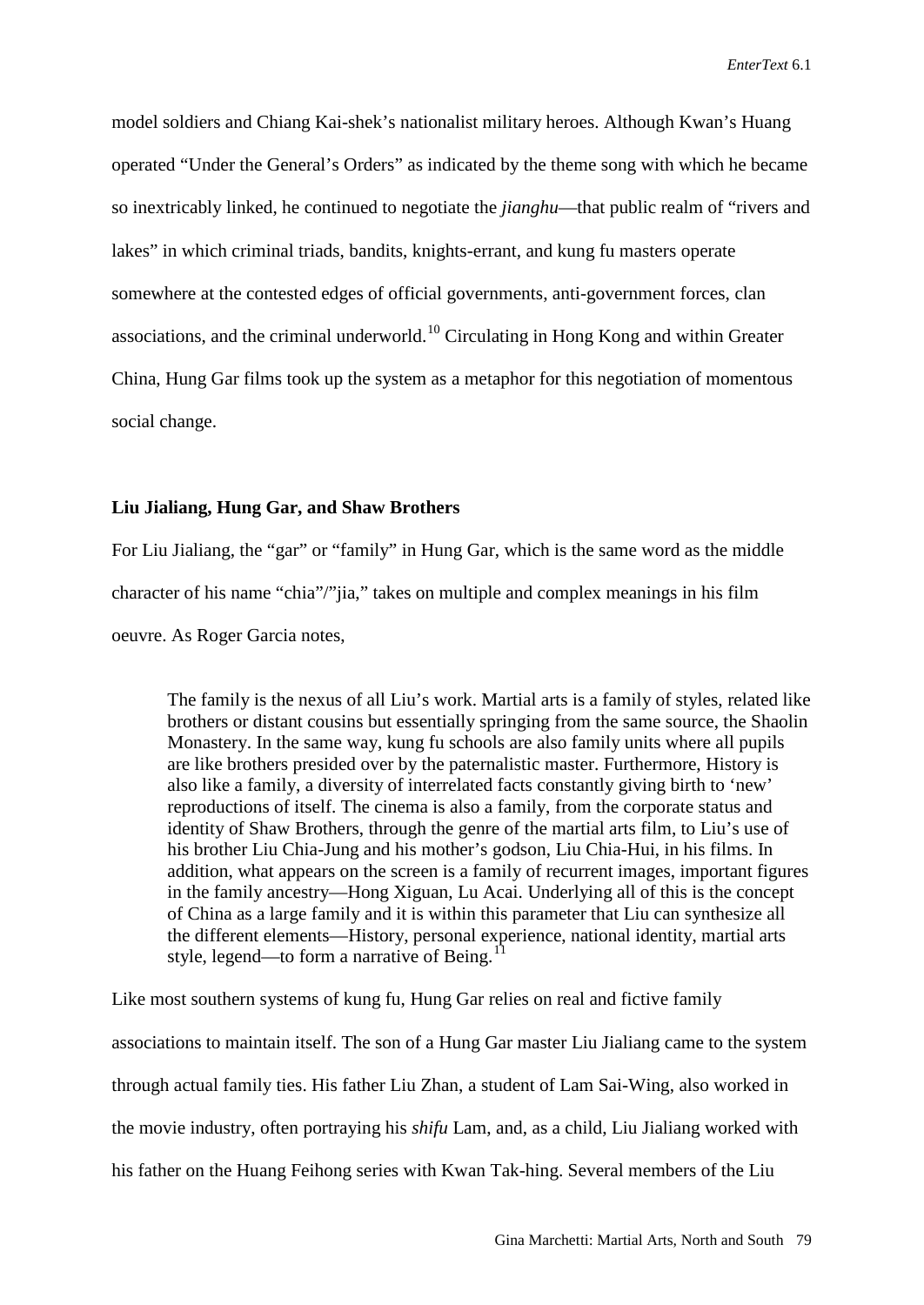model soldiers and Chiang Kai-shek's nationalist military heroes. Although Kwan's Huang operated "Under the General's Orders" as indicated by the theme song with which he became so inextricably linked, he continued to negotiate the *jianghu*—that public realm of "rivers and lakes" in which criminal triads, bandits, knights-errant, and kung fu masters operate somewhere at the contested edges of official governments, anti-government forces, clan associations, and the criminal underworld.[10] Circulating in Hong Kong and within Greater China, Hung Gar films took up the system as a metaphor for this negotiation of momentous social change.

**Liu Jialiang, Hung Gar, and Shaw Brothers**

For Liu Jialiang, the "gar" or "family" in Hung Gar, which is the same word as the middle character of his name "chia"/"jia," takes on multiple and complex meanings in his film oeuvre. As Roger Garcia notes,

> The family is the nexus of all Liu's work. Martial arts is a family of styles, related like brothers or distant cousins but essentially springing from the same source, the Shaolin Monastery. In the same way, kung fu schools are also family units where all pupils are like brothers presided over by the paternalistic master. Furthermore, History is also like a family, a diversity of interrelated facts constantly giving birth to 'new' reproductions of itself. The cinema is also a family, from the corporate status and identity of Shaw Brothers, through the genre of the martial arts film, to Liu's use of his brother Liu Chia-Jung and his mother's godson, Liu Chia-Hui, in his films. In addition, what appears on the screen is a family of recurrent images, important figures in the family ancestry—Hong Xiguan, Lu Acai. Underlying all of this is the concept of China as a large family and it is within this parameter that Liu can synthesize all the different elements—History, personal experience, national identity, martial arts style, legend—to form a narrative of Being.[11]

Like most southern systems of kung fu, Hung Gar relies on real and fictive family associations to maintain itself. The son of a Hung Gar master Liu Jialiang came to the system through actual family ties. His father Liu Zhan, a student of Lam Sai-Wing, also worked in the movie industry, often portraying his *shifu* Lam, and, as a child, Liu Jialiang worked with his father on the Huang Feihong series with Kwan Tak-hing. Several members of the Liu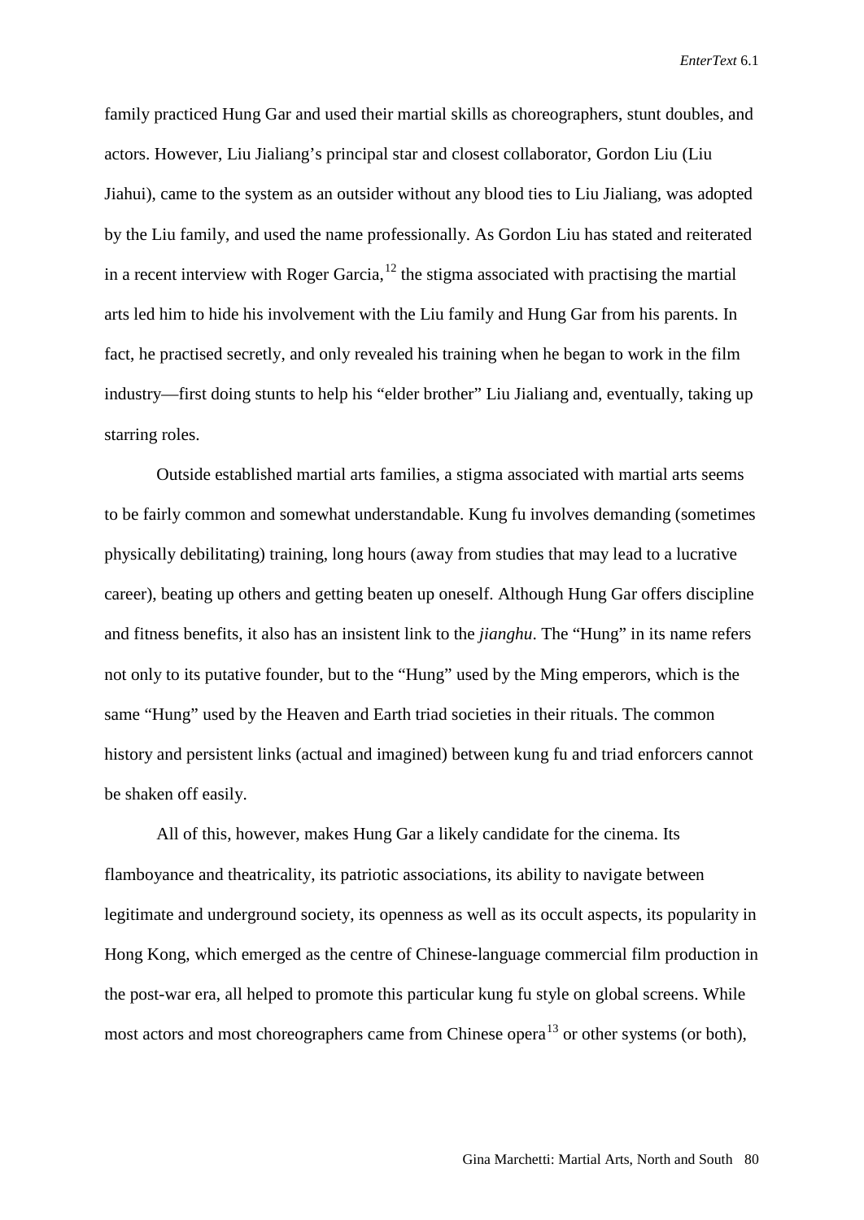family practiced Hung Gar and used their martial skills as choreographers, stunt doubles, and actors. However, Liu Jialiang's principal star and closest collaborator, Gordon Liu (Liu Jiahui), came to the system as an outsider without any blood ties to Liu Jialiang, was adopted by the Liu family, and used the name professionally. As Gordon Liu has stated and reiterated in a recent interview with Roger Garcia,[12] the stigma associated with practising the martial arts led him to hide his involvement with the Liu family and Hung Gar from his parents. In fact, he practised secretly, and only revealed his training when he began to work in the film industry—first doing stunts to help his "elder brother" Liu Jialiang and, eventually, taking up starring roles.

Outside established martial arts families, a stigma associated with martial arts seems to be fairly common and somewhat understandable. Kung fu involves demanding (sometimes physically debilitating) training, long hours (away from studies that may lead to a lucrative career), beating up others and getting beaten up oneself. Although Hung Gar offers discipline and fitness benefits, it also has an insistent link to the *jianghu*. The "Hung" in its name refers not only to its putative founder, but to the "Hung" used by the Ming emperors, which is the same "Hung" used by the Heaven and Earth triad societies in their rituals. The common history and persistent links (actual and imagined) between kung fu and triad enforcers cannot be shaken off easily.

All of this, however, makes Hung Gar a likely candidate for the cinema. Its flamboyance and theatricality, its patriotic associations, its ability to navigate between legitimate and underground society, its openness as well as its occult aspects, its popularity in Hong Kong, which emerged as the centre of Chinese-language commercial film production in the post-war era, all helped to promote this particular kung fu style on global screens. While most actors and most choreographers came from Chinese opera[13] or other systems (or both),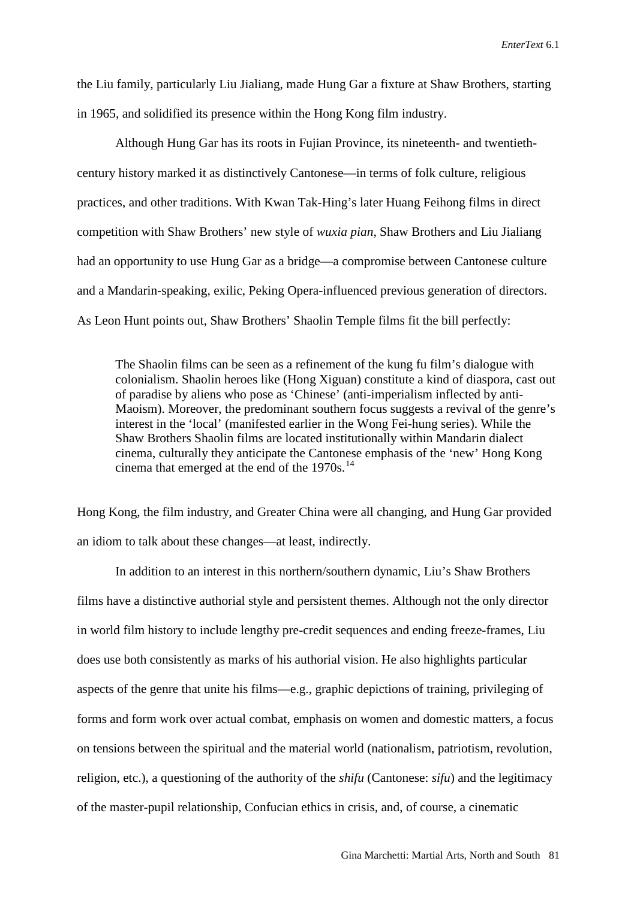the Liu family, particularly Liu Jialiang, made Hung Gar a fixture at Shaw Brothers, starting in 1965, and solidified its presence within the Hong Kong film industry.

Although Hung Gar has its roots in Fujian Province, its nineteenth- and twentieth-century history marked it as distinctively Cantonese—in terms of folk culture, religious practices, and other traditions. With Kwan Tak-Hing's later Huang Feihong films in direct competition with Shaw Brothers' new style of *wuxia pian*, Shaw Brothers and Liu Jialiang had an opportunity to use Hung Gar as a bridge—a compromise between Cantonese culture and a Mandarin-speaking, exilic, Peking Opera-influenced previous generation of directors. As Leon Hunt points out, Shaw Brothers' Shaolin Temple films fit the bill perfectly:

> The Shaolin films can be seen as a refinement of the kung fu film's dialogue with colonialism. Shaolin heroes like (Hong Xiguan) constitute a kind of diaspora, cast out of paradise by aliens who pose as 'Chinese' (anti-imperialism inflected by anti-Maoism). Moreover, the predominant southern focus suggests a revival of the genre's interest in the 'local' (manifested earlier in the Wong Fei-hung series). While the Shaw Brothers Shaolin films are located institutionally within Mandarin dialect cinema, culturally they anticipate the Cantonese emphasis of the 'new' Hong Kong cinema that emerged at the end of the 1970s.[14]

Hong Kong, the film industry, and Greater China were all changing, and Hung Gar provided an idiom to talk about these changes—at least, indirectly.

In addition to an interest in this northern/southern dynamic, Liu's Shaw Brothers films have a distinctive authorial style and persistent themes. Although not the only director in world film history to include lengthy pre-credit sequences and ending freeze-frames, Liu does use both consistently as marks of his authorial vision. He also highlights particular aspects of the genre that unite his films—e.g., graphic depictions of training, privileging of forms and form work over actual combat, emphasis on women and domestic matters, a focus on tensions between the spiritual and the material world (nationalism, patriotism, revolution, religion, etc.), a questioning of the authority of the *shifu* (Cantonese: *sifu*) and the legitimacy of the master-pupil relationship, Confucian ethics in crisis, and, of course, a cinematic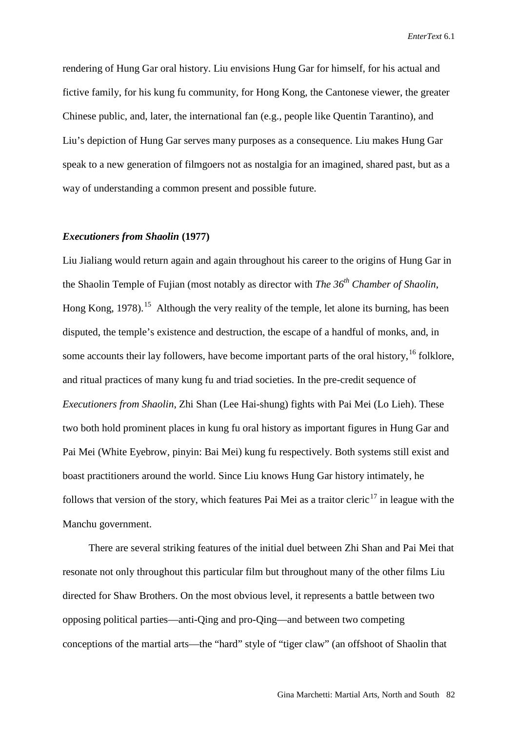rendering of Hung Gar oral history. Liu envisions Hung Gar for himself, for his actual and fictive family, for his kung fu community, for Hong Kong, the Cantonese viewer, the greater Chinese public, and, later, the international fan (e.g., people like Quentin Tarantino), and Liu's depiction of Hung Gar serves many purposes as a consequence. Liu makes Hung Gar speak to a new generation of filmgoers not as nostalgia for an imagined, shared past, but as a way of understanding a common present and possible future.

### *Executioners from Shaolin* (1977)

Liu Jialiang would return again and again throughout his career to the origins of Hung Gar in the Shaolin Temple of Fujian (most notably as director with *The 36th Chamber of Shaolin*, Hong Kong, 1978).[15] Although the very reality of the temple, let alone its burning, has been disputed, the temple's existence and destruction, the escape of a handful of monks, and, in some accounts their lay followers, have become important parts of the oral history,[16] folklore, and ritual practices of many kung fu and triad societies. In the pre-credit sequence of *Executioners from Shaolin*, Zhi Shan (Lee Hai-shung) fights with Pai Mei (Lo Lieh). These two both hold prominent places in kung fu oral history as important figures in Hung Gar and Pai Mei (White Eyebrow, pinyin: Bai Mei) kung fu respectively. Both systems still exist and boast practitioners around the world. Since Liu knows Hung Gar history intimately, he follows that version of the story, which features Pai Mei as a traitor cleric[17] in league with the Manchu government.

There are several striking features of the initial duel between Zhi Shan and Pai Mei that resonate not only throughout this particular film but throughout many of the other films Liu directed for Shaw Brothers. On the most obvious level, it represents a battle between two opposing political parties—anti-Qing and pro-Qing—and between two competing conceptions of the martial arts—the "hard" style of "tiger claw" (an offshoot of Shaolin that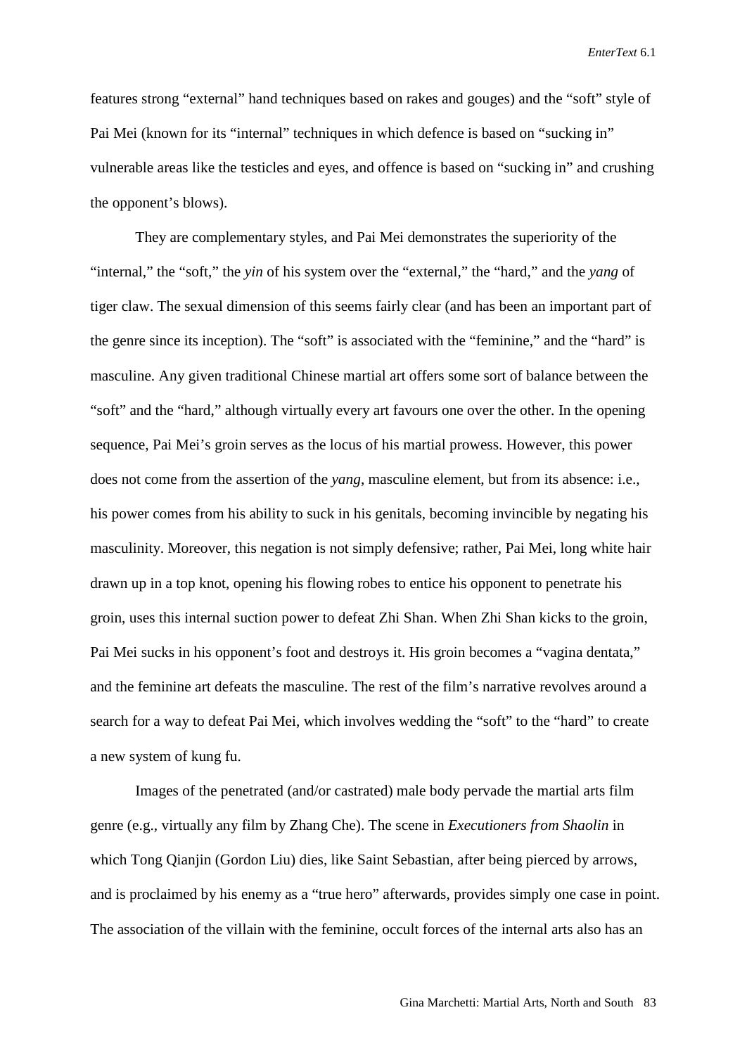features strong "external" hand techniques based on rakes and gouges) and the "soft" style of Pai Mei (known for its "internal" techniques in which defence is based on "sucking in" vulnerable areas like the testicles and eyes, and offence is based on "sucking in" and crushing the opponent's blows).

They are complementary styles, and Pai Mei demonstrates the superiority of the "internal," the "soft," the *yin* of his system over the "external," the "hard," and the *yang* of tiger claw. The sexual dimension of this seems fairly clear (and has been an important part of the genre since its inception). The "soft" is associated with the "feminine," and the "hard" is masculine. Any given traditional Chinese martial art offers some sort of balance between the "soft" and the "hard," although virtually every art favours one over the other. In the opening sequence, Pai Mei's groin serves as the locus of his martial prowess. However, this power does not come from the assertion of the *yang*, masculine element, but from its absence: i.e., his power comes from his ability to suck in his genitals, becoming invincible by negating his masculinity. Moreover, this negation is not simply defensive; rather, Pai Mei, long white hair drawn up in a top knot, opening his flowing robes to entice his opponent to penetrate his groin, uses this internal suction power to defeat Zhi Shan. When Zhi Shan kicks to the groin, Pai Mei sucks in his opponent's foot and destroys it. His groin becomes a "vagina dentata," and the feminine art defeats the masculine. The rest of the film's narrative revolves around a search for a way to defeat Pai Mei, which involves wedding the "soft" to the "hard" to create a new system of kung fu.

Images of the penetrated (and/or castrated) male body pervade the martial arts film genre (e.g., virtually any film by Zhang Che). The scene in *Executioners from Shaolin* in which Tong Qianjin (Gordon Liu) dies, like Saint Sebastian, after being pierced by arrows, and is proclaimed by his enemy as a "true hero" afterwards, provides simply one case in point. The association of the villain with the feminine, occult forces of the internal arts also has an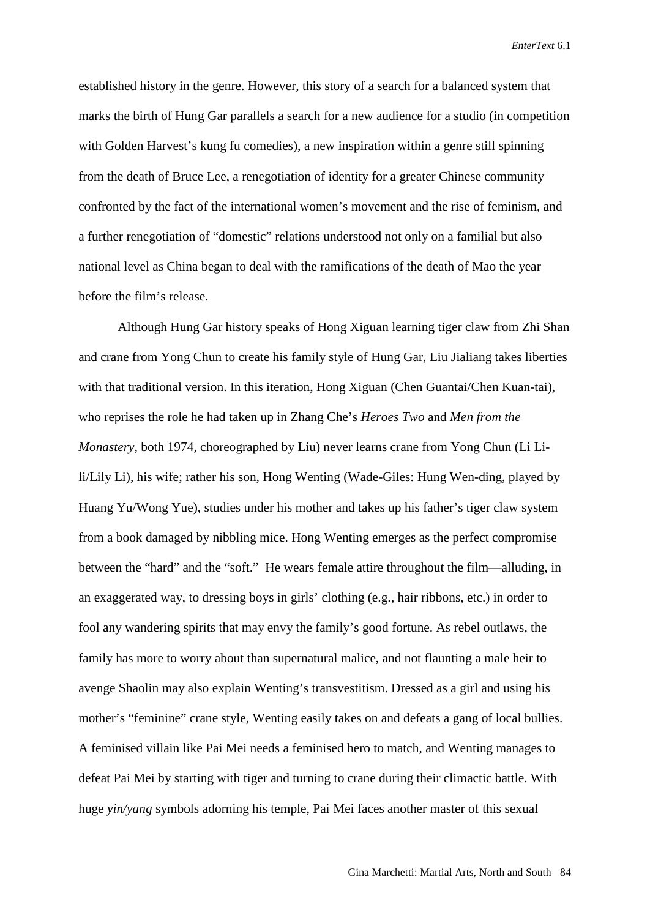established history in the genre. However, this story of a search for a balanced system that marks the birth of Hung Gar parallels a search for a new audience for a studio (in competition with Golden Harvest's kung fu comedies), a new inspiration within a genre still spinning from the death of Bruce Lee, a renegotiation of identity for a greater Chinese community confronted by the fact of the international women's movement and the rise of feminism, and a further renegotiation of "domestic" relations understood not only on a familial but also national level as China began to deal with the ramifications of the death of Mao the year before the film's release.

Although Hung Gar history speaks of Hong Xiguan learning tiger claw from Zhi Shan and crane from Yong Chun to create his family style of Hung Gar, Liu Jialiang takes liberties with that traditional version. In this iteration, Hong Xiguan (Chen Guantai/Chen Kuan-tai), who reprises the role he had taken up in Zhang Che's *Heroes Two* and *Men from the Monastery*, both 1974, choreographed by Liu) never learns crane from Yong Chun (Li Li-li/Lily Li), his wife; rather his son, Hong Wenting (Wade-Giles: Hung Wen-ding, played by Huang Yu/Wong Yue), studies under his mother and takes up his father's tiger claw system from a book damaged by nibbling mice. Hong Wenting emerges as the perfect compromise between the "hard" and the "soft." He wears female attire throughout the film—alluding, in an exaggerated way, to dressing boys in girls' clothing (e.g., hair ribbons, etc.) in order to fool any wandering spirits that may envy the family's good fortune. As rebel outlaws, the family has more to worry about than supernatural malice, and not flaunting a male heir to avenge Shaolin may also explain Wenting's transvestitism. Dressed as a girl and using his mother's "feminine" crane style, Wenting easily takes on and defeats a gang of local bullies. A feminised villain like Pai Mei needs a feminised hero to match, and Wenting manages to defeat Pai Mei by starting with tiger and turning to crane during their climactic battle. With huge *yin/yang* symbols adorning his temple, Pai Mei faces another master of this sexual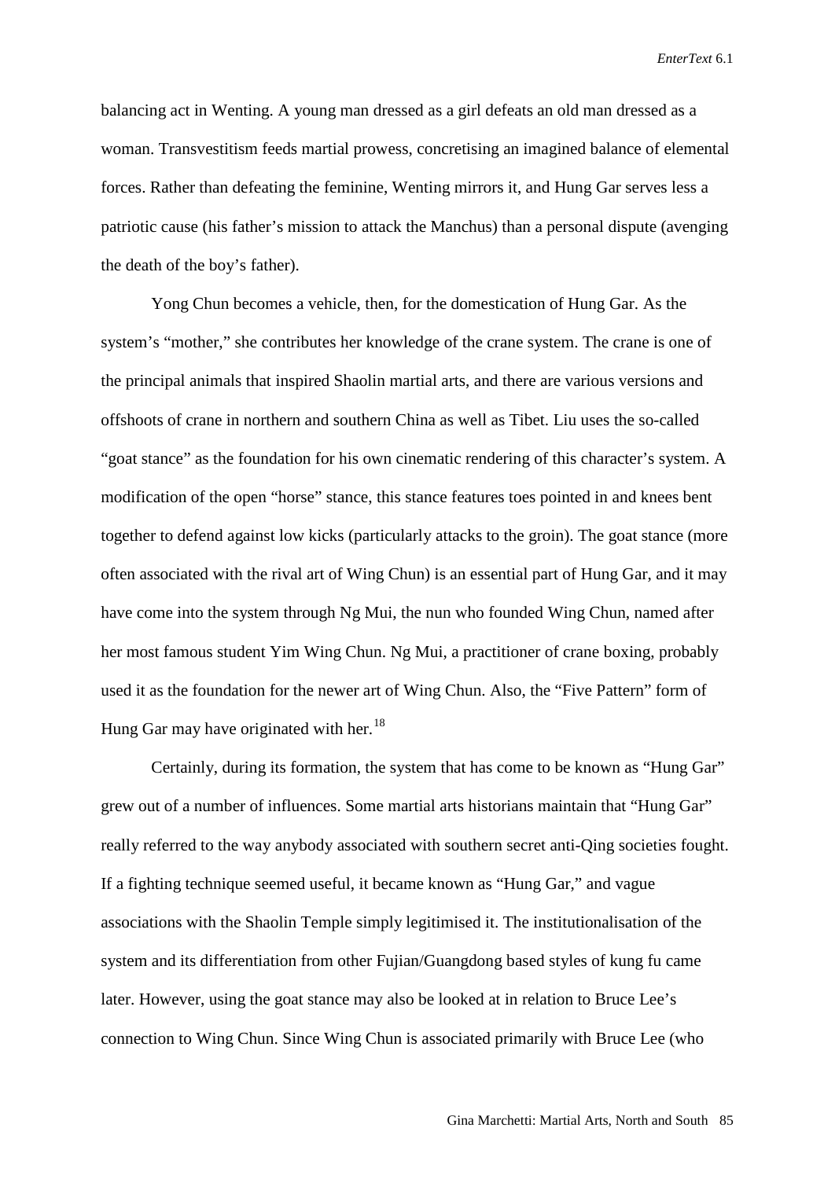balancing act in Wenting. A young man dressed as a girl defeats an old man dressed as a woman. Transvestitism feeds martial prowess, concretising an imagined balance of elemental forces. Rather than defeating the feminine, Wenting mirrors it, and Hung Gar serves less a patriotic cause (his father's mission to attack the Manchus) than a personal dispute (avenging the death of the boy's father).

Yong Chun becomes a vehicle, then, for the domestication of Hung Gar. As the system's "mother," she contributes her knowledge of the crane system. The crane is one of the principal animals that inspired Shaolin martial arts, and there are various versions and offshoots of crane in northern and southern China as well as Tibet. Liu uses the so-called "goat stance" as the foundation for his own cinematic rendering of this character's system. A modification of the open "horse" stance, this stance features toes pointed in and knees bent together to defend against low kicks (particularly attacks to the groin). The goat stance (more often associated with the rival art of Wing Chun) is an essential part of Hung Gar, and it may have come into the system through Ng Mui, the nun who founded Wing Chun, named after her most famous student Yim Wing Chun. Ng Mui, a practitioner of crane boxing, probably used it as the foundation for the newer art of Wing Chun. Also, the "Five Pattern" form of Hung Gar may have originated with her.[18]

Certainly, during its formation, the system that has come to be known as "Hung Gar" grew out of a number of influences. Some martial arts historians maintain that "Hung Gar" really referred to the way anybody associated with southern secret anti-Qing societies fought. If a fighting technique seemed useful, it became known as "Hung Gar," and vague associations with the Shaolin Temple simply legitimised it. The institutionalisation of the system and its differentiation from other Fujian/Guangdong based styles of kung fu came later. However, using the goat stance may also be looked at in relation to Bruce Lee's connection to Wing Chun. Since Wing Chun is associated primarily with Bruce Lee (who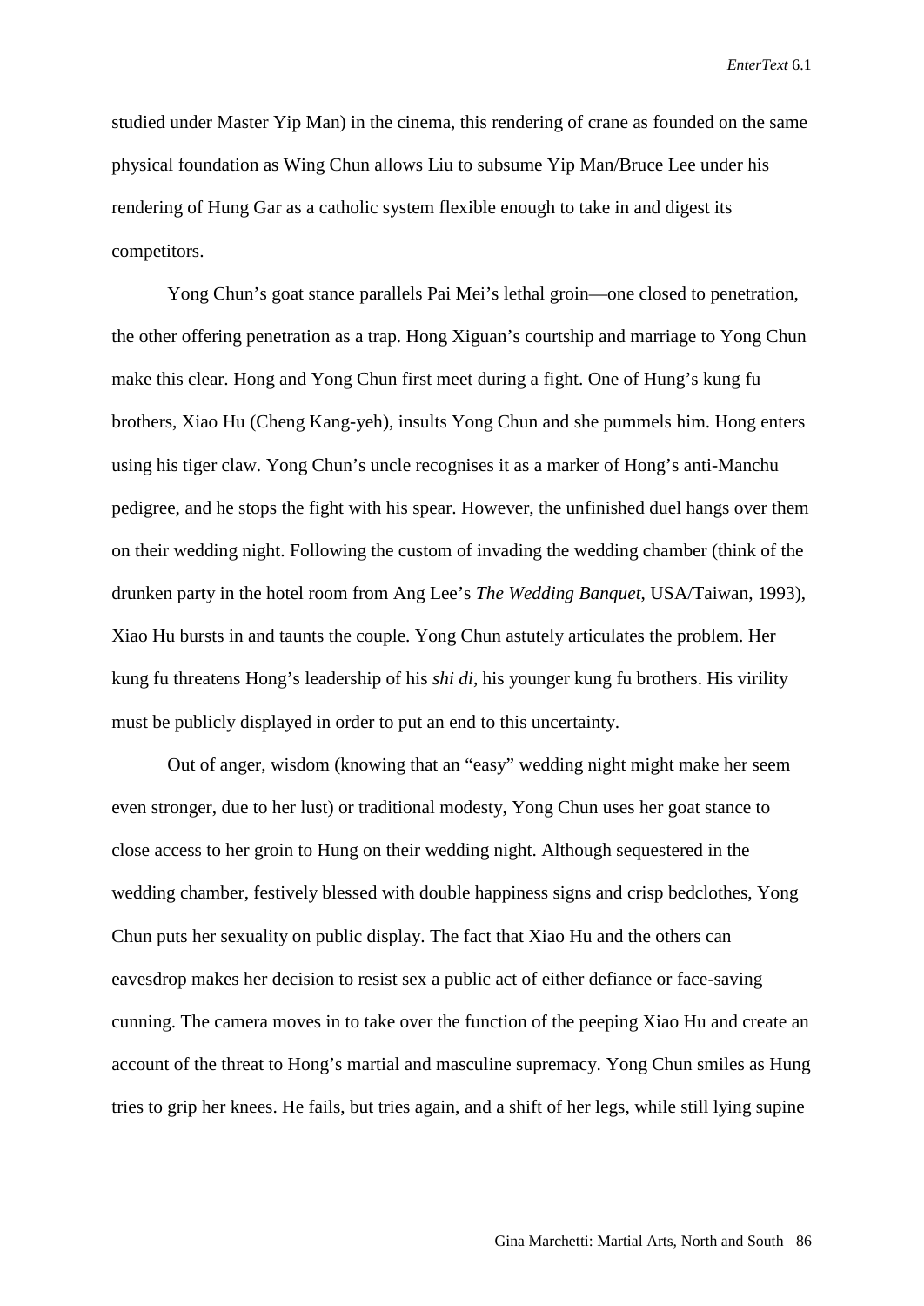studied under Master Yip Man) in the cinema, this rendering of crane as founded on the same physical foundation as Wing Chun allows Liu to subsume Yip Man/Bruce Lee under his rendering of Hung Gar as a catholic system flexible enough to take in and digest its competitors.

Yong Chun's goat stance parallels Pai Mei's lethal groin—one closed to penetration, the other offering penetration as a trap. Hong Xiguan's courtship and marriage to Yong Chun make this clear. Hong and Yong Chun first meet during a fight. One of Hung's kung fu brothers, Xiao Hu (Cheng Kang-yeh), insults Yong Chun and she pummels him. Hong enters using his tiger claw. Yong Chun's uncle recognises it as a marker of Hong's anti-Manchu pedigree, and he stops the fight with his spear. However, the unfinished duel hangs over them on their wedding night. Following the custom of invading the wedding chamber (think of the drunken party in the hotel room from Ang Lee's *The Wedding Banquet*, USA/Taiwan, 1993), Xiao Hu bursts in and taunts the couple. Yong Chun astutely articulates the problem. Her kung fu threatens Hong's leadership of his *shi di*, his younger kung fu brothers. His virility must be publicly displayed in order to put an end to this uncertainty.

Out of anger, wisdom (knowing that an "easy" wedding night might make her seem even stronger, due to her lust) or traditional modesty, Yong Chun uses her goat stance to close access to her groin to Hung on their wedding night. Although sequestered in the wedding chamber, festively blessed with double happiness signs and crisp bedclothes, Yong Chun puts her sexuality on public display. The fact that Xiao Hu and the others can eavesdrop makes her decision to resist sex a public act of either defiance or face-saving cunning. The camera moves in to take over the function of the peeping Xiao Hu and create an account of the threat to Hong's martial and masculine supremacy. Yong Chun smiles as Hung tries to grip her knees. He fails, but tries again, and a shift of her legs, while still lying supine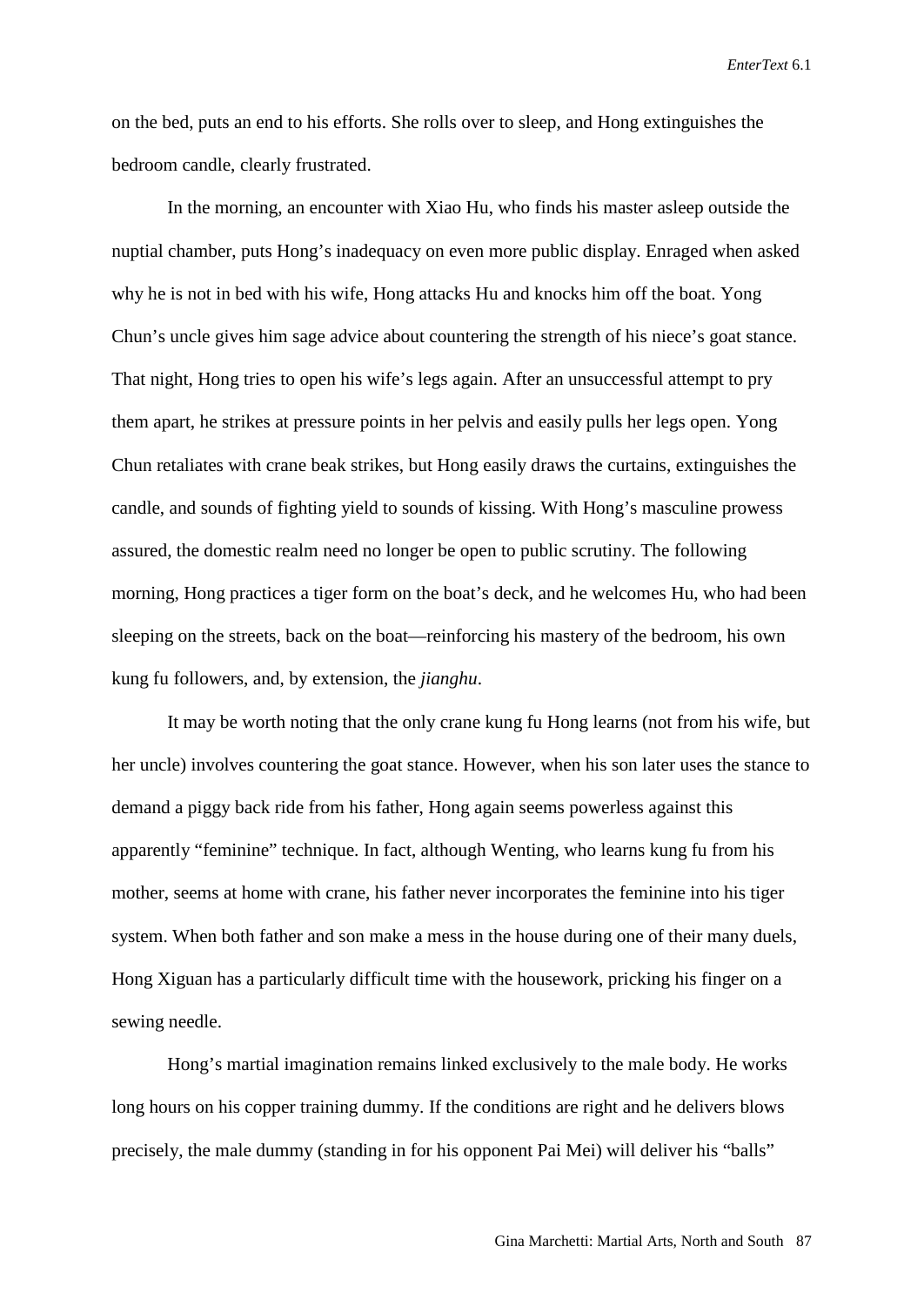on the bed, puts an end to his efforts. She rolls over to sleep, and Hong extinguishes the bedroom candle, clearly frustrated.

In the morning, an encounter with Xiao Hu, who finds his master asleep outside the nuptial chamber, puts Hong's inadequacy on even more public display. Enraged when asked why he is not in bed with his wife, Hong attacks Hu and knocks him off the boat. Yong Chun's uncle gives him sage advice about countering the strength of his niece's goat stance. That night, Hong tries to open his wife's legs again. After an unsuccessful attempt to pry them apart, he strikes at pressure points in her pelvis and easily pulls her legs open. Yong Chun retaliates with crane beak strikes, but Hong easily draws the curtains, extinguishes the candle, and sounds of fighting yield to sounds of kissing. With Hong's masculine prowess assured, the domestic realm need no longer be open to public scrutiny. The following morning, Hong practices a tiger form on the boat's deck, and he welcomes Hu, who had been sleeping on the streets, back on the boat—reinforcing his mastery of the bedroom, his own kung fu followers, and, by extension, the *jianghu*.

It may be worth noting that the only crane kung fu Hong learns (not from his wife, but her uncle) involves countering the goat stance. However, when his son later uses the stance to demand a piggy back ride from his father, Hong again seems powerless against this apparently "feminine" technique. In fact, although Wenting, who learns kung fu from his mother, seems at home with crane, his father never incorporates the feminine into his tiger system. When both father and son make a mess in the house during one of their many duels, Hong Xiguan has a particularly difficult time with the housework, pricking his finger on a sewing needle.

Hong's martial imagination remains linked exclusively to the male body. He works long hours on his copper training dummy. If the conditions are right and he delivers blows precisely, the male dummy (standing in for his opponent Pai Mei) will deliver his "balls"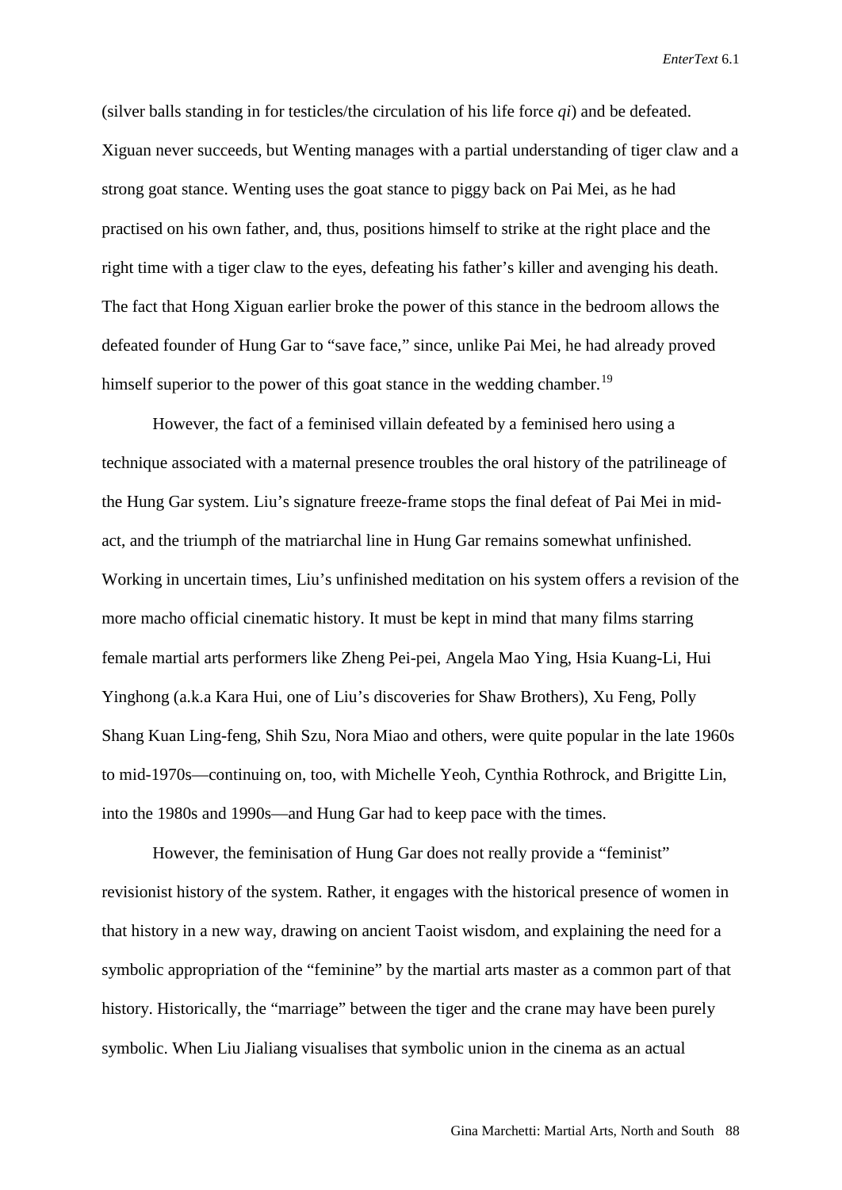(silver balls standing in for testicles/the circulation of his life force *qi*) and be defeated. Xiguan never succeeds, but Wenting manages with a partial understanding of tiger claw and a strong goat stance. Wenting uses the goat stance to piggy back on Pai Mei, as he had practised on his own father, and, thus, positions himself to strike at the right place and the right time with a tiger claw to the eyes, defeating his father's killer and avenging his death. The fact that Hong Xiguan earlier broke the power of this stance in the bedroom allows the defeated founder of Hung Gar to "save face," since, unlike Pai Mei, he had already proved himself superior to the power of this goat stance in the wedding chamber.[19]

However, the fact of a feminised villain defeated by a feminised hero using a technique associated with a maternal presence troubles the oral history of the patrilineage of the Hung Gar system. Liu's signature freeze-frame stops the final defeat of Pai Mei in mid-act, and the triumph of the matriarchal line in Hung Gar remains somewhat unfinished. Working in uncertain times, Liu's unfinished meditation on his system offers a revision of the more macho official cinematic history. It must be kept in mind that many films starring female martial arts performers like Zheng Pei-pei, Angela Mao Ying, Hsia Kuang-Li, Hui Yinghong (a.k.a Kara Hui, one of Liu's discoveries for Shaw Brothers), Xu Feng, Polly Shang Kuan Ling-feng, Shih Szu, Nora Miao and others, were quite popular in the late 1960s to mid-1970s—continuing on, too, with Michelle Yeoh, Cynthia Rothrock, and Brigitte Lin, into the 1980s and 1990s—and Hung Gar had to keep pace with the times.

However, the feminisation of Hung Gar does not really provide a "feminist" revisionist history of the system. Rather, it engages with the historical presence of women in that history in a new way, drawing on ancient Taoist wisdom, and explaining the need for a symbolic appropriation of the "feminine" by the martial arts master as a common part of that history. Historically, the "marriage" between the tiger and the crane may have been purely symbolic. When Liu Jialiang visualises that symbolic union in the cinema as an actual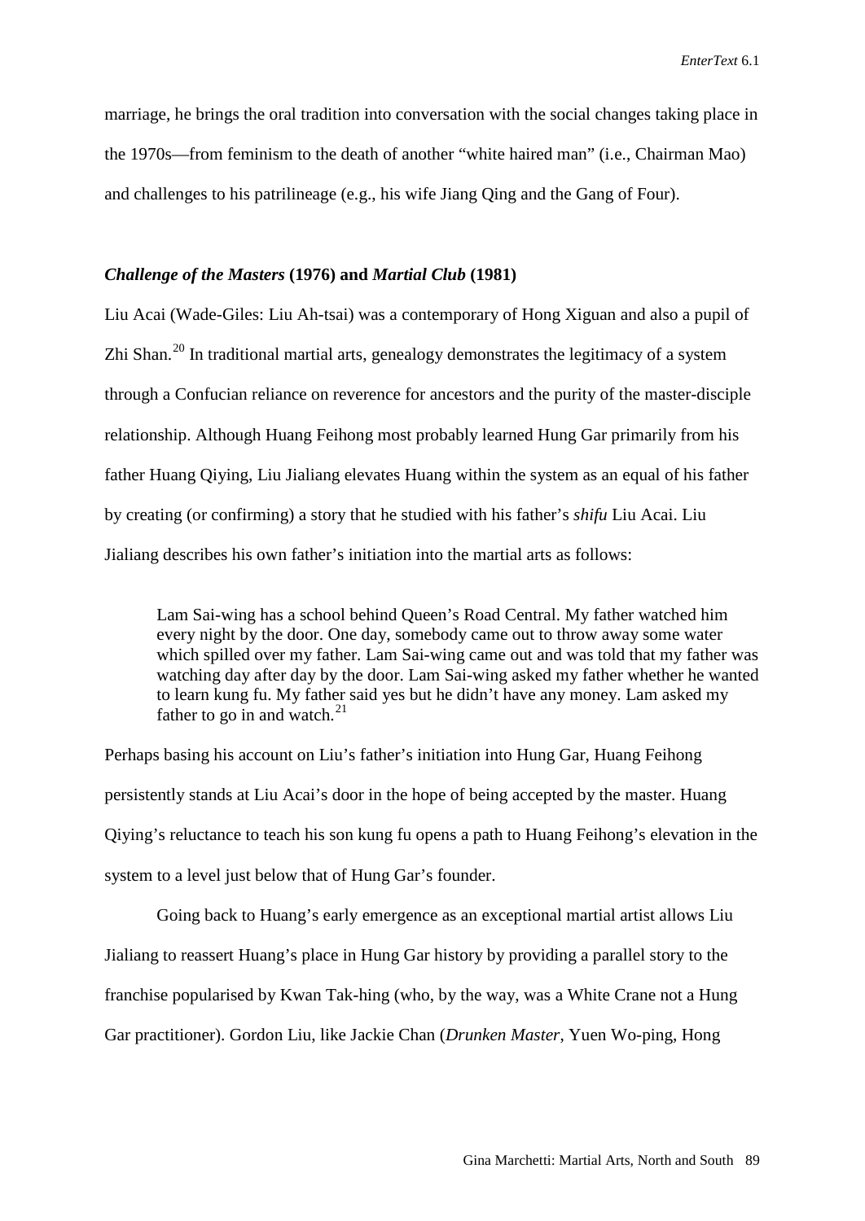marriage, he brings the oral tradition into conversation with the social changes taking place in the 1970s—from feminism to the death of another "white haired man" (i.e., Chairman Mao) and challenges to his patrilineage (e.g., his wife Jiang Qing and the Gang of Four).

### *Challenge of the Masters* (1976) and *Martial Club* (1981)

Liu Acai (Wade-Giles: Liu Ah-tsai) was a contemporary of Hong Xiguan and also a pupil of Zhi Shan.[20] In traditional martial arts, genealogy demonstrates the legitimacy of a system through a Confucian reliance on reverence for ancestors and the purity of the master-disciple relationship. Although Huang Feihong most probably learned Hung Gar primarily from his father Huang Qiying, Liu Jialiang elevates Huang within the system as an equal of his father by creating (or confirming) a story that he studied with his father's *shifu* Liu Acai. Liu Jialiang describes his own father's initiation into the martial arts as follows:

> Lam Sai-wing has a school behind Queen's Road Central. My father watched him every night by the door. One day, somebody came out to throw away some water which spilled over my father. Lam Sai-wing came out and was told that my father was watching day after day by the door. Lam Sai-wing asked my father whether he wanted to learn kung fu. My father said yes but he didn't have any money. Lam asked my father to go in and watch.[21]

Perhaps basing his account on Liu's father's initiation into Hung Gar, Huang Feihong persistently stands at Liu Acai's door in the hope of being accepted by the master. Huang Qiying's reluctance to teach his son kung fu opens a path to Huang Feihong's elevation in the system to a level just below that of Hung Gar's founder.

Going back to Huang's early emergence as an exceptional martial artist allows Liu Jialiang to reassert Huang's place in Hung Gar history by providing a parallel story to the franchise popularised by Kwan Tak-hing (who, by the way, was a White Crane not a Hung Gar practitioner). Gordon Liu, like Jackie Chan (*Drunken Master*, Yuen Wo-ping, Hong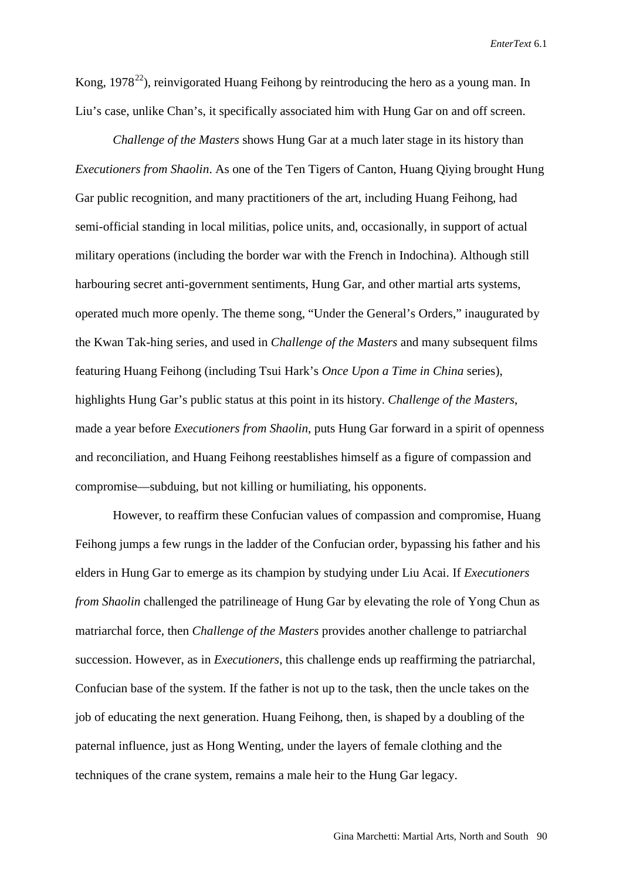Kong, 1978[22]), reinvigorated Huang Feihong by reintroducing the hero as a young man. In Liu's case, unlike Chan's, it specifically associated him with Hung Gar on and off screen.

*Challenge of the Masters* shows Hung Gar at a much later stage in its history than *Executioners from Shaolin*. As one of the Ten Tigers of Canton, Huang Qiying brought Hung Gar public recognition, and many practitioners of the art, including Huang Feihong, had semi-official standing in local militias, police units, and, occasionally, in support of actual military operations (including the border war with the French in Indochina). Although still harbouring secret anti-government sentiments, Hung Gar, and other martial arts systems, operated much more openly. The theme song, "Under the General's Orders," inaugurated by the Kwan Tak-hing series, and used in *Challenge of the Masters* and many subsequent films featuring Huang Feihong (including Tsui Hark's *Once Upon a Time in China* series), highlights Hung Gar's public status at this point in its history. *Challenge of the Masters*, made a year before *Executioners from Shaolin*, puts Hung Gar forward in a spirit of openness and reconciliation, and Huang Feihong reestablishes himself as a figure of compassion and compromise—subduing, but not killing or humiliating, his opponents.

However, to reaffirm these Confucian values of compassion and compromise, Huang Feihong jumps a few rungs in the ladder of the Confucian order, bypassing his father and his elders in Hung Gar to emerge as its champion by studying under Liu Acai. If *Executioners from Shaolin* challenged the patrilineage of Hung Gar by elevating the role of Yong Chun as matriarchal force, then *Challenge of the Masters* provides another challenge to patriarchal succession. However, as in *Executioners*, this challenge ends up reaffirming the patriarchal, Confucian base of the system. If the father is not up to the task, then the uncle takes on the job of educating the next generation. Huang Feihong, then, is shaped by a doubling of the paternal influence, just as Hong Wenting, under the layers of female clothing and the techniques of the crane system, remains a male heir to the Hung Gar legacy.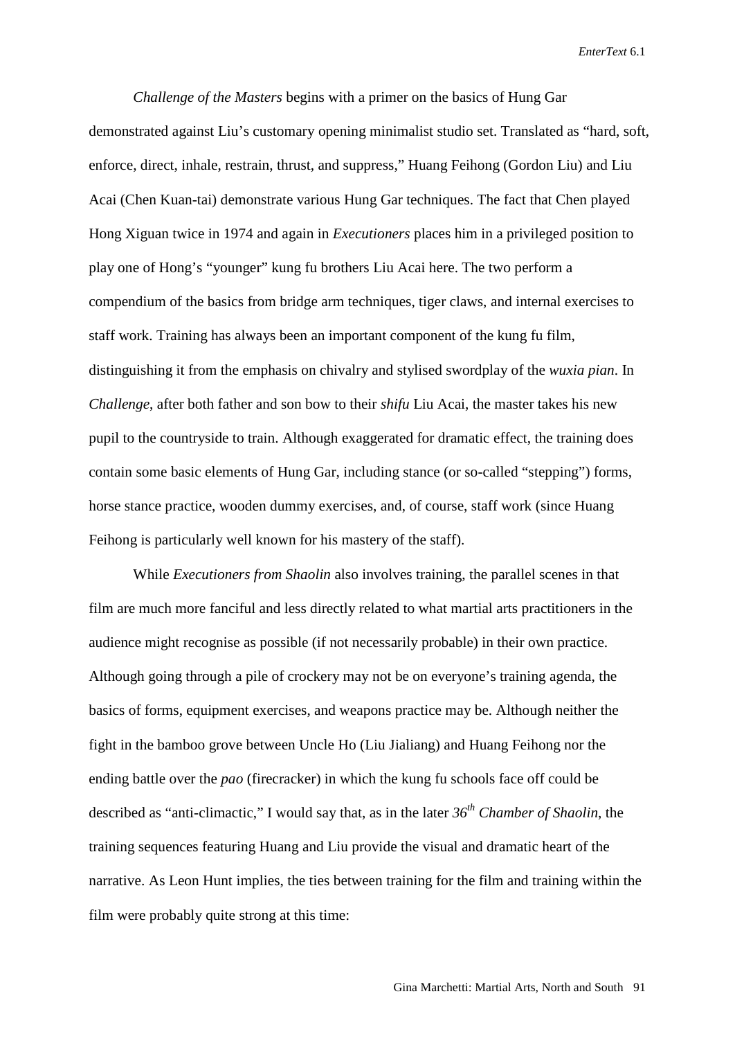*Challenge of the Masters* begins with a primer on the basics of Hung Gar demonstrated against Liu's customary opening minimalist studio set. Translated as "hard, soft, enforce, direct, inhale, restrain, thrust, and suppress," Huang Feihong (Gordon Liu) and Liu Acai (Chen Kuan-tai) demonstrate various Hung Gar techniques. The fact that Chen played Hong Xiguan twice in 1974 and again in *Executioners* places him in a privileged position to play one of Hong's "younger" kung fu brothers Liu Acai here. The two perform a compendium of the basics from bridge arm techniques, tiger claws, and internal exercises to staff work. Training has always been an important component of the kung fu film, distinguishing it from the emphasis on chivalry and stylised swordplay of the *wuxia pian*. In *Challenge*, after both father and son bow to their *shifu* Liu Acai, the master takes his new pupil to the countryside to train. Although exaggerated for dramatic effect, the training does contain some basic elements of Hung Gar, including stance (or so-called "stepping") forms, horse stance practice, wooden dummy exercises, and, of course, staff work (since Huang Feihong is particularly well known for his mastery of the staff).

While *Executioners from Shaolin* also involves training, the parallel scenes in that film are much more fanciful and less directly related to what martial arts practitioners in the audience might recognise as possible (if not necessarily probable) in their own practice. Although going through a pile of crockery may not be on everyone's training agenda, the basics of forms, equipment exercises, and weapons practice may be. Although neither the fight in the bamboo grove between Uncle Ho (Liu Jialiang) and Huang Feihong nor the ending battle over the *pao* (firecracker) in which the kung fu schools face off could be described as "anti-climactic," I would say that, as in the later *36th Chamber of Shaolin*, the training sequences featuring Huang and Liu provide the visual and dramatic heart of the narrative. As Leon Hunt implies, the ties between training for the film and training within the film were probably quite strong at this time: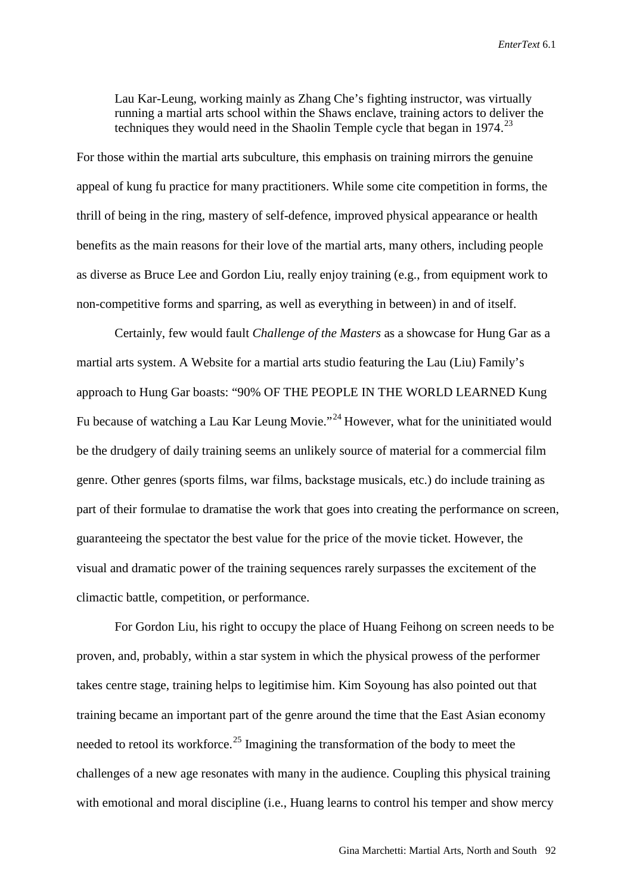> Lau Kar-Leung, working mainly as Zhang Che's fighting instructor, was virtually running a martial arts school within the Shaws enclave, training actors to deliver the techniques they would need in the Shaolin Temple cycle that began in 1974.[23]

For those within the martial arts subculture, this emphasis on training mirrors the genuine appeal of kung fu practice for many practitioners. While some cite competition in forms, the thrill of being in the ring, mastery of self-defence, improved physical appearance or health benefits as the main reasons for their love of the martial arts, many others, including people as diverse as Bruce Lee and Gordon Liu, really enjoy training (e.g., from equipment work to non-competitive forms and sparring, as well as everything in between) in and of itself.

Certainly, few would fault *Challenge of the Masters* as a showcase for Hung Gar as a martial arts system. A Website for a martial arts studio featuring the Lau (Liu) Family's approach to Hung Gar boasts: "90% OF THE PEOPLE IN THE WORLD LEARNED Kung Fu because of watching a Lau Kar Leung Movie."[24] However, what for the uninitiated would be the drudgery of daily training seems an unlikely source of material for a commercial film genre. Other genres (sports films, war films, backstage musicals, etc.) do include training as part of their formulae to dramatise the work that goes into creating the performance on screen, guaranteeing the spectator the best value for the price of the movie ticket. However, the visual and dramatic power of the training sequences rarely surpasses the excitement of the climactic battle, competition, or performance.

For Gordon Liu, his right to occupy the place of Huang Feihong on screen needs to be proven, and, probably, within a star system in which the physical prowess of the performer takes centre stage, training helps to legitimise him. Kim Soyoung has also pointed out that training became an important part of the genre around the time that the East Asian economy needed to retool its workforce.[25] Imagining the transformation of the body to meet the challenges of a new age resonates with many in the audience. Coupling this physical training with emotional and moral discipline (i.e., Huang learns to control his temper and show mercy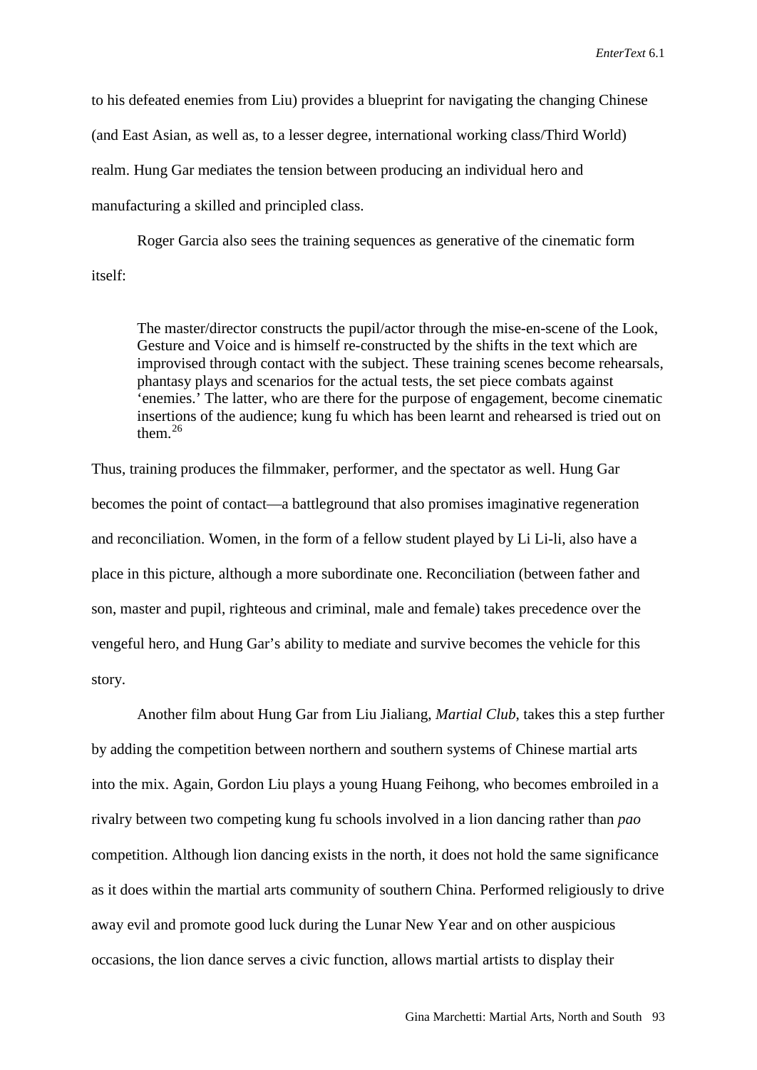to his defeated enemies from Liu) provides a blueprint for navigating the changing Chinese (and East Asian, as well as, to a lesser degree, international working class/Third World) realm. Hung Gar mediates the tension between producing an individual hero and manufacturing a skilled and principled class.

Roger Garcia also sees the training sequences as generative of the cinematic form itself:

> The master/director constructs the pupil/actor through the mise-en-scene of the Look, Gesture and Voice and is himself re-constructed by the shifts in the text which are improvised through contact with the subject. These training scenes become rehearsals, phantasy plays and scenarios for the actual tests, the set piece combats against 'enemies.' The latter, who are there for the purpose of engagement, become cinematic insertions of the audience; kung fu which has been learnt and rehearsed is tried out on them.[26]

Thus, training produces the filmmaker, performer, and the spectator as well. Hung Gar becomes the point of contact—a battleground that also promises imaginative regeneration and reconciliation. Women, in the form of a fellow student played by Li Li-li, also have a place in this picture, although a more subordinate one. Reconciliation (between father and son, master and pupil, righteous and criminal, male and female) takes precedence over the vengeful hero, and Hung Gar's ability to mediate and survive becomes the vehicle for this story.

Another film about Hung Gar from Liu Jialiang, *Martial Club*, takes this a step further by adding the competition between northern and southern systems of Chinese martial arts into the mix. Again, Gordon Liu plays a young Huang Feihong, who becomes embroiled in a rivalry between two competing kung fu schools involved in a lion dancing rather than *pao* competition. Although lion dancing exists in the north, it does not hold the same significance as it does within the martial arts community of southern China. Performed religiously to drive away evil and promote good luck during the Lunar New Year and on other auspicious occasions, the lion dance serves a civic function, allows martial artists to display their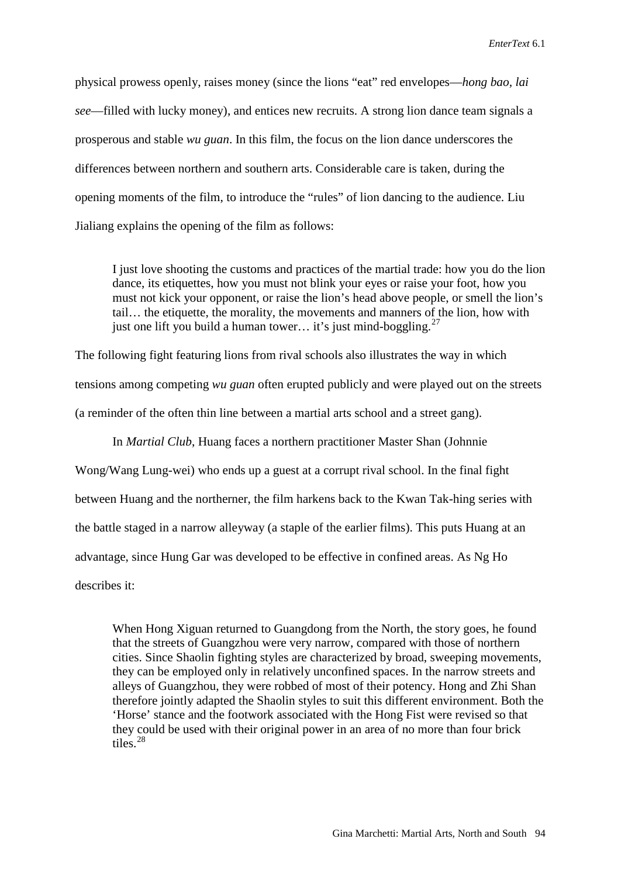physical prowess openly, raises money (since the lions "eat" red envelopes—*hong bao, lai see*—filled with lucky money), and entices new recruits. A strong lion dance team signals a prosperous and stable *wu guan*. In this film, the focus on the lion dance underscores the differences between northern and southern arts. Considerable care is taken, during the opening moments of the film, to introduce the "rules" of lion dancing to the audience. Liu Jialiang explains the opening of the film as follows:

> I just love shooting the customs and practices of the martial trade: how you do the lion dance, its etiquettes, how you must not blink your eyes or raise your foot, how you must not kick your opponent, or raise the lion's head above people, or smell the lion's tail… the etiquette, the morality, the movements and manners of the lion, how with just one lift you build a human tower… it's just mind-boggling.[27]

The following fight featuring lions from rival schools also illustrates the way in which tensions among competing *wu guan* often erupted publicly and were played out on the streets (a reminder of the often thin line between a martial arts school and a street gang).

In *Martial Club*, Huang faces a northern practitioner Master Shan (Johnnie Wong/Wang Lung-wei) who ends up a guest at a corrupt rival school. In the final fight between Huang and the northerner, the film harkens back to the Kwan Tak-hing series with the battle staged in a narrow alleyway (a staple of the earlier films). This puts Huang at an advantage, since Hung Gar was developed to be effective in confined areas. As Ng Ho describes it:

> When Hong Xiguan returned to Guangdong from the North, the story goes, he found that the streets of Guangzhou were very narrow, compared with those of northern cities. Since Shaolin fighting styles are characterized by broad, sweeping movements, they can be employed only in relatively unconfined spaces. In the narrow streets and alleys of Guangzhou, they were robbed of most of their potency. Hong and Zhi Shan therefore jointly adapted the Shaolin styles to suit this different environment. Both the 'Horse' stance and the footwork associated with the Hong Fist were revised so that they could be used with their original power in an area of no more than four brick tiles.[28]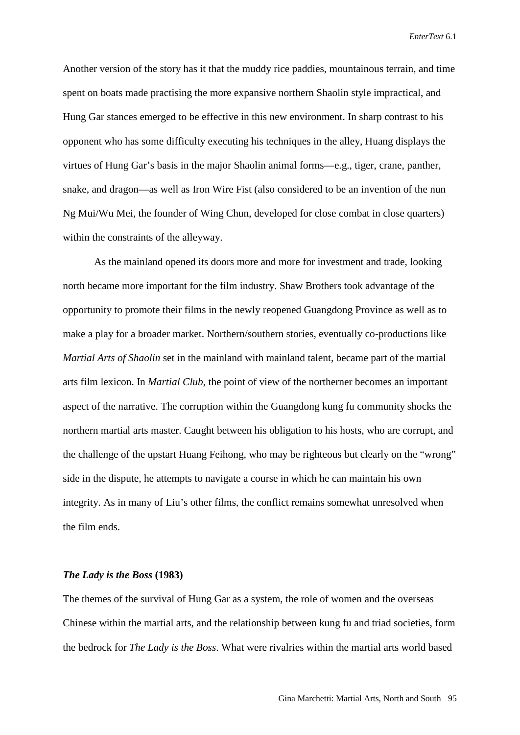Another version of the story has it that the muddy rice paddies, mountainous terrain, and time spent on boats made practising the more expansive northern Shaolin style impractical, and Hung Gar stances emerged to be effective in this new environment. In sharp contrast to his opponent who has some difficulty executing his techniques in the alley, Huang displays the virtues of Hung Gar's basis in the major Shaolin animal forms—e.g., tiger, crane, panther, snake, and dragon—as well as Iron Wire Fist (also considered to be an invention of the nun Ng Mui/Wu Mei, the founder of Wing Chun, developed for close combat in close quarters) within the constraints of the alleyway.

As the mainland opened its doors more and more for investment and trade, looking north became more important for the film industry. Shaw Brothers took advantage of the opportunity to promote their films in the newly reopened Guangdong Province as well as to make a play for a broader market. Northern/southern stories, eventually co-productions like *Martial Arts of Shaolin* set in the mainland with mainland talent, became part of the martial arts film lexicon. In *Martial Club*, the point of view of the northerner becomes an important aspect of the narrative. The corruption within the Guangdong kung fu community shocks the northern martial arts master. Caught between his obligation to his hosts, who are corrupt, and the challenge of the upstart Huang Feihong, who may be righteous but clearly on the "wrong" side in the dispute, he attempts to navigate a course in which he can maintain his own integrity. As in many of Liu's other films, the conflict remains somewhat unresolved when the film ends.

### *The Lady is the Boss* (1983)

The themes of the survival of Hung Gar as a system, the role of women and the overseas Chinese within the martial arts, and the relationship between kung fu and triad societies, form the bedrock for *The Lady is the Boss*. What were rivalries within the martial arts world based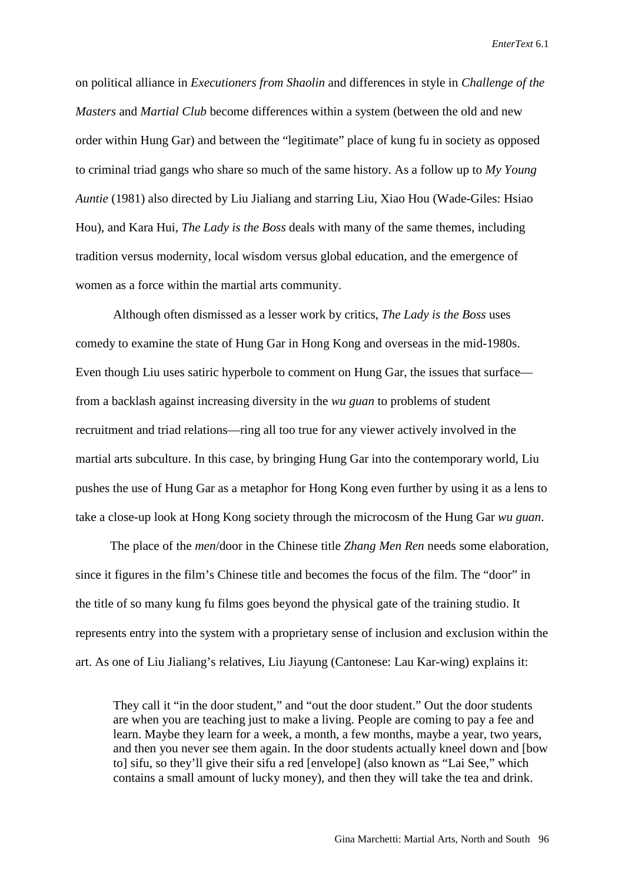on political alliance in *Executioners from Shaolin* and differences in style in *Challenge of the Masters* and *Martial Club* become differences within a system (between the old and new order within Hung Gar) and between the "legitimate" place of kung fu in society as opposed to criminal triad gangs who share so much of the same history. As a follow up to *My Young Auntie* (1981) also directed by Liu Jialiang and starring Liu, Xiao Hou (Wade-Giles: Hsiao Hou), and Kara Hui, *The Lady is the Boss* deals with many of the same themes, including tradition versus modernity, local wisdom versus global education, and the emergence of women as a force within the martial arts community.

Although often dismissed as a lesser work by critics, *The Lady is the Boss* uses comedy to examine the state of Hung Gar in Hong Kong and overseas in the mid-1980s. Even though Liu uses satiric hyperbole to comment on Hung Gar, the issues that surface—from a backlash against increasing diversity in the *wu guan* to problems of student recruitment and triad relations—ring all too true for any viewer actively involved in the martial arts subculture. In this case, by bringing Hung Gar into the contemporary world, Liu pushes the use of Hung Gar as a metaphor for Hong Kong even further by using it as a lens to take a close-up look at Hong Kong society through the microcosm of the Hung Gar *wu guan*.

The place of the *men*/door in the Chinese title *Zhang Men Ren* needs some elaboration, since it figures in the film's Chinese title and becomes the focus of the film. The "door" in the title of so many kung fu films goes beyond the physical gate of the training studio. It represents entry into the system with a proprietary sense of inclusion and exclusion within the art. As one of Liu Jialiang's relatives, Liu Jiayung (Cantonese: Lau Kar-wing) explains it:

> They call it "in the door student," and "out the door student." Out the door students are when you are teaching just to make a living. People are coming to pay a fee and learn. Maybe they learn for a week, a month, a few months, maybe a year, two years, and then you never see them again. In the door students actually kneel down and [bow to] sifu, so they'll give their sifu a red [envelope] (also known as "Lai See," which contains a small amount of lucky money), and then they will take the tea and drink.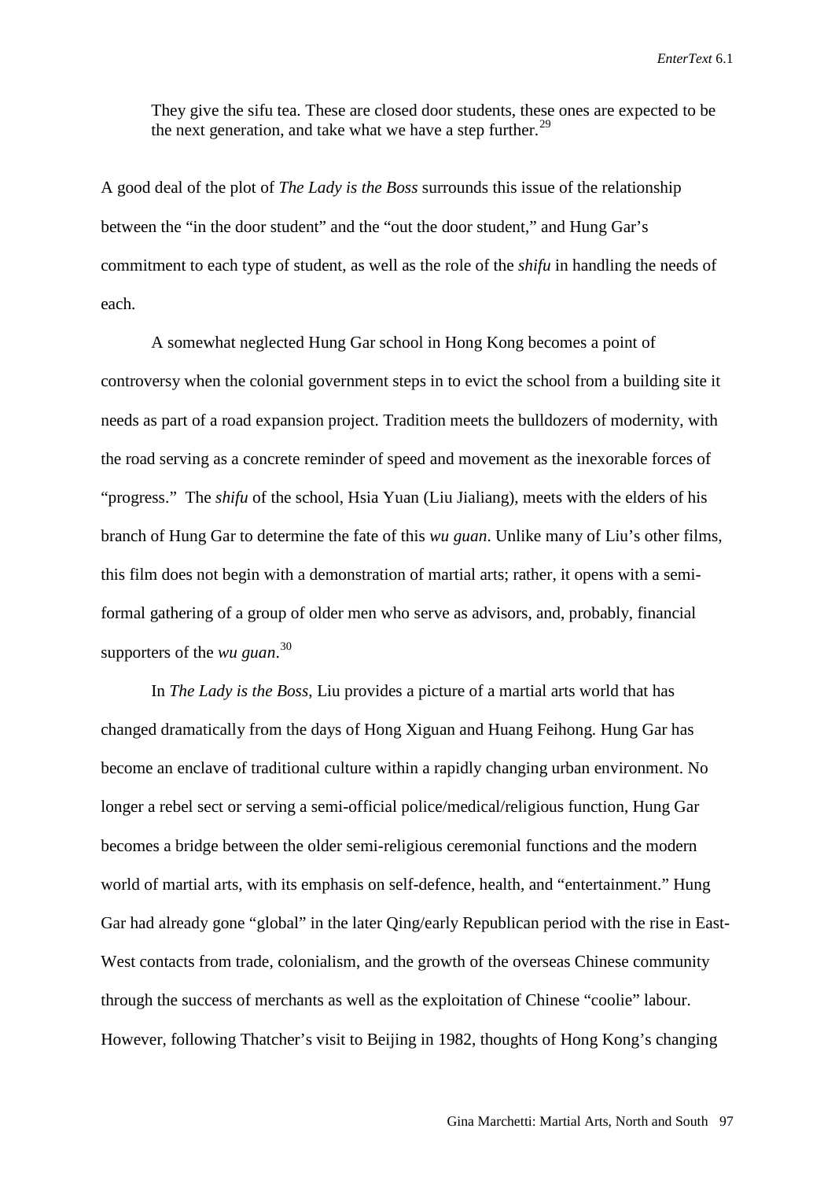They give the sifu tea. These are closed door students, these ones are expected to be the next generation, and take what we have a step further.[29]

A good deal of the plot of *The Lady is the Boss* surrounds this issue of the relationship between the "in the door student" and the "out the door student," and Hung Gar's commitment to each type of student, as well as the role of the *shifu* in handling the needs of each.

A somewhat neglected Hung Gar school in Hong Kong becomes a point of controversy when the colonial government steps in to evict the school from a building site it needs as part of a road expansion project. Tradition meets the bulldozers of modernity, with the road serving as a concrete reminder of speed and movement as the inexorable forces of "progress." The *shifu* of the school, Hsia Yuan (Liu Jialiang), meets with the elders of his branch of Hung Gar to determine the fate of this *wu guan*. Unlike many of Liu's other films, this film does not begin with a demonstration of martial arts; rather, it opens with a semi-formal gathering of a group of older men who serve as advisors, and, probably, financial supporters of the *wu guan*.[30]

In *The Lady is the Boss*, Liu provides a picture of a martial arts world that has changed dramatically from the days of Hong Xiguan and Huang Feihong. Hung Gar has become an enclave of traditional culture within a rapidly changing urban environment. No longer a rebel sect or serving a semi-official police/medical/religious function, Hung Gar becomes a bridge between the older semi-religious ceremonial functions and the modern world of martial arts, with its emphasis on self-defence, health, and "entertainment." Hung Gar had already gone "global" in the later Qing/early Republican period with the rise in East-West contacts from trade, colonialism, and the growth of the overseas Chinese community through the success of merchants as well as the exploitation of Chinese "coolie" labour. However, following Thatcher's visit to Beijing in 1982, thoughts of Hong Kong's changing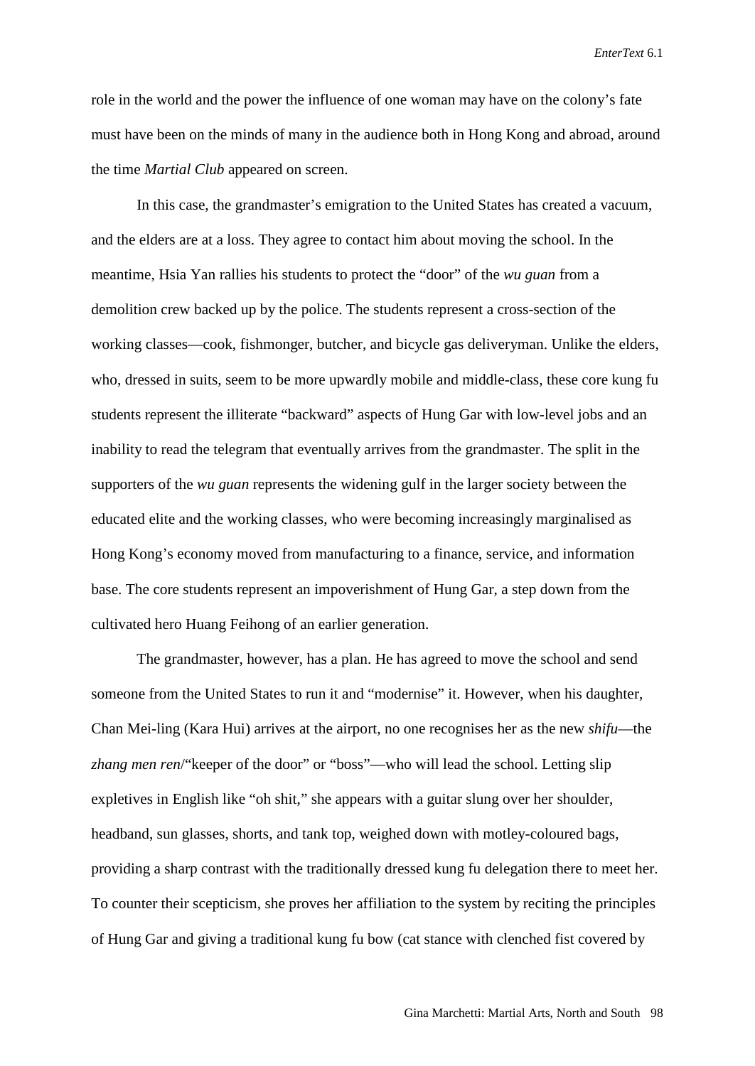role in the world and the power the influence of one woman may have on the colony's fate must have been on the minds of many in the audience both in Hong Kong and abroad, around the time *Martial Club* appeared on screen.

In this case, the grandmaster's emigration to the United States has created a vacuum, and the elders are at a loss. They agree to contact him about moving the school. In the meantime, Hsia Yan rallies his students to protect the "door" of the *wu guan* from a demolition crew backed up by the police. The students represent a cross-section of the working classes—cook, fishmonger, butcher, and bicycle gas deliveryman. Unlike the elders, who, dressed in suits, seem to be more upwardly mobile and middle-class, these core kung fu students represent the illiterate "backward" aspects of Hung Gar with low-level jobs and an inability to read the telegram that eventually arrives from the grandmaster. The split in the supporters of the *wu guan* represents the widening gulf in the larger society between the educated elite and the working classes, who were becoming increasingly marginalised as Hong Kong's economy moved from manufacturing to a finance, service, and information base. The core students represent an impoverishment of Hung Gar, a step down from the cultivated hero Huang Feihong of an earlier generation.

The grandmaster, however, has a plan. He has agreed to move the school and send someone from the United States to run it and "modernise" it. However, when his daughter, Chan Mei-ling (Kara Hui) arrives at the airport, no one recognises her as the new *shifu*—the *zhang men ren*/"keeper of the door" or "boss"—who will lead the school. Letting slip expletives in English like "oh shit," she appears with a guitar slung over her shoulder, headband, sun glasses, shorts, and tank top, weighed down with motley-coloured bags, providing a sharp contrast with the traditionally dressed kung fu delegation there to meet her. To counter their scepticism, she proves her affiliation to the system by reciting the principles of Hung Gar and giving a traditional kung fu bow (cat stance with clenched fist covered by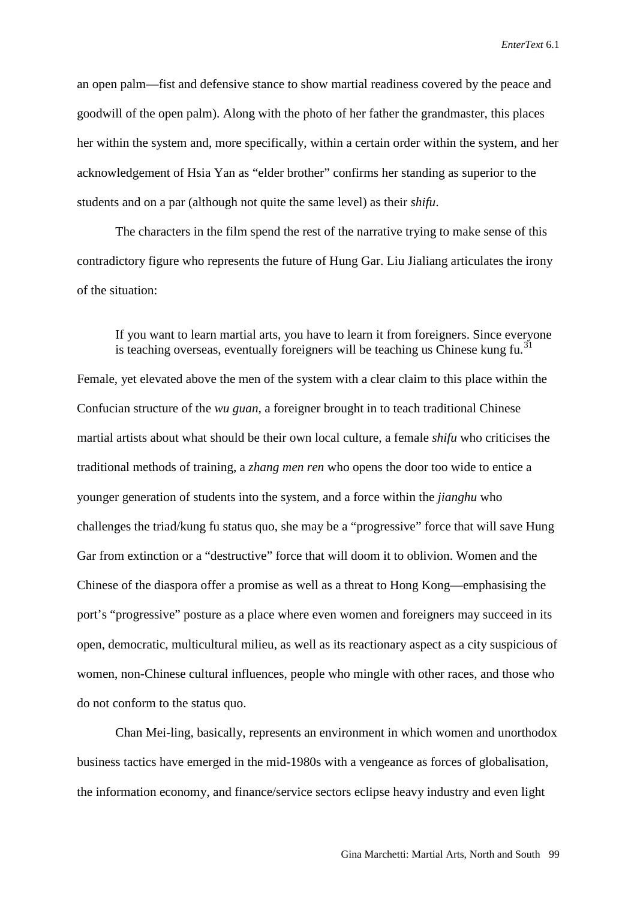an open palm—fist and defensive stance to show martial readiness covered by the peace and goodwill of the open palm). Along with the photo of her father the grandmaster, this places her within the system and, more specifically, within a certain order within the system, and her acknowledgement of Hsia Yan as "elder brother" confirms her standing as superior to the students and on a par (although not quite the same level) as their *shifu*.

The characters in the film spend the rest of the narrative trying to make sense of this contradictory figure who represents the future of Hung Gar. Liu Jialiang articulates the irony of the situation:

> If you want to learn martial arts, you have to learn it from foreigners. Since everyone is teaching overseas, eventually foreigners will be teaching us Chinese kung fu.[31]

Female, yet elevated above the men of the system with a clear claim to this place within the Confucian structure of the *wu guan*, a foreigner brought in to teach traditional Chinese martial artists about what should be their own local culture, a female *shifu* who criticises the traditional methods of training, a *zhang men ren* who opens the door too wide to entice a younger generation of students into the system, and a force within the *jianghu* who challenges the triad/kung fu status quo, she may be a "progressive" force that will save Hung Gar from extinction or a "destructive" force that will doom it to oblivion. Women and the Chinese of the diaspora offer a promise as well as a threat to Hong Kong—emphasising the port's "progressive" posture as a place where even women and foreigners may succeed in its open, democratic, multicultural milieu, as well as its reactionary aspect as a city suspicious of women, non-Chinese cultural influences, people who mingle with other races, and those who do not conform to the status quo.

Chan Mei-ling, basically, represents an environment in which women and unorthodox business tactics have emerged in the mid-1980s with a vengeance as forces of globalisation, the information economy, and finance/service sectors eclipse heavy industry and even light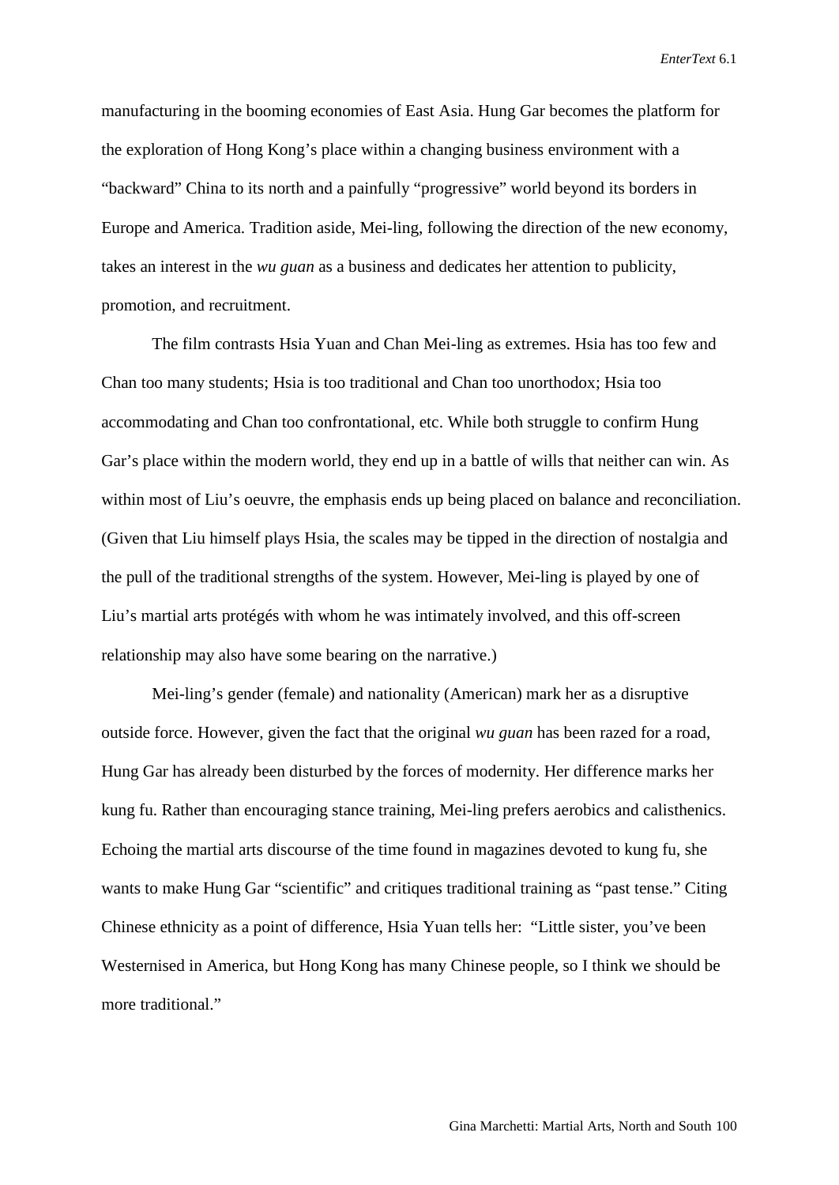manufacturing in the booming economies of East Asia. Hung Gar becomes the platform for the exploration of Hong Kong's place within a changing business environment with a "backward" China to its north and a painfully "progressive" world beyond its borders in Europe and America. Tradition aside, Mei-ling, following the direction of the new economy, takes an interest in the *wu guan* as a business and dedicates her attention to publicity, promotion, and recruitment.

The film contrasts Hsia Yuan and Chan Mei-ling as extremes. Hsia has too few and Chan too many students; Hsia is too traditional and Chan too unorthodox; Hsia too accommodating and Chan too confrontational, etc. While both struggle to confirm Hung Gar's place within the modern world, they end up in a battle of wills that neither can win. As within most of Liu's oeuvre, the emphasis ends up being placed on balance and reconciliation. (Given that Liu himself plays Hsia, the scales may be tipped in the direction of nostalgia and the pull of the traditional strengths of the system. However, Mei-ling is played by one of Liu's martial arts protégés with whom he was intimately involved, and this off-screen relationship may also have some bearing on the narrative.)

Mei-ling's gender (female) and nationality (American) mark her as a disruptive outside force. However, given the fact that the original *wu guan* has been razed for a road, Hung Gar has already been disturbed by the forces of modernity. Her difference marks her kung fu. Rather than encouraging stance training, Mei-ling prefers aerobics and calisthenics. Echoing the martial arts discourse of the time found in magazines devoted to kung fu, she wants to make Hung Gar "scientific" and critiques traditional training as "past tense." Citing Chinese ethnicity as a point of difference, Hsia Yuan tells her: "Little sister, you've been Westernised in America, but Hong Kong has many Chinese people, so I think we should be more traditional."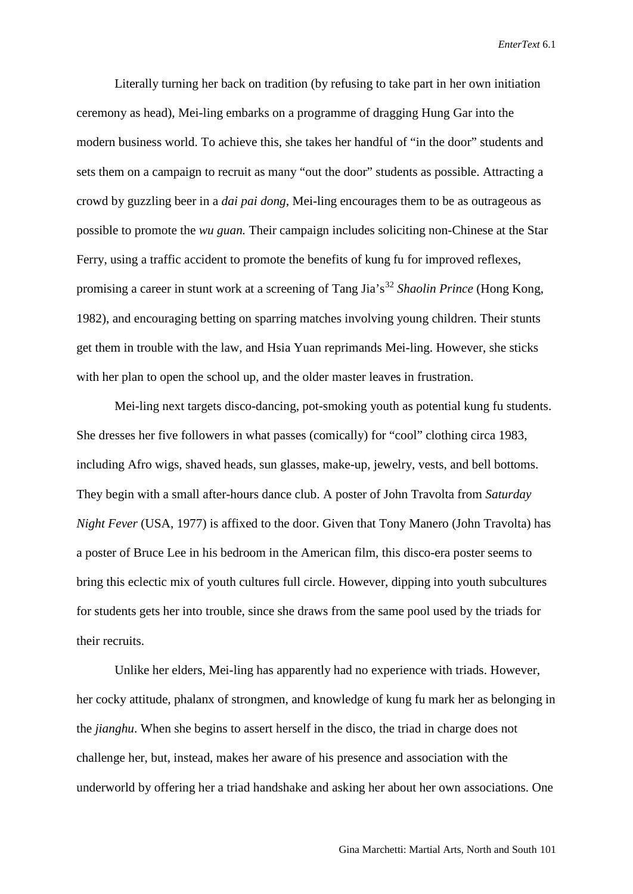Literally turning her back on tradition (by refusing to take part in her own initiation ceremony as head), Mei-ling embarks on a programme of dragging Hung Gar into the modern business world. To achieve this, she takes her handful of “in the door” students and sets them on a campaign to recruit as many “out the door” students as possible. Attracting a crowd by guzzling beer in a *dai pai dong*, Mei-ling encourages them to be as outrageous as possible to promote the *wu guan.* Their campaign includes soliciting non-Chinese at the Star Ferry, using a traffic accident to promote the benefits of kung fu for improved reflexes, promising a career in stunt work at a screening of Tang Jia’s[32] *Shaolin Prince* (Hong Kong, 1982), and encouraging betting on sparring matches involving young children. Their stunts get them in trouble with the law, and Hsia Yuan reprimands Mei-ling. However, she sticks with her plan to open the school up, and the older master leaves in frustration.

Mei-ling next targets disco-dancing, pot-smoking youth as potential kung fu students. She dresses her five followers in what passes (comically) for “cool” clothing circa 1983, including Afro wigs, shaved heads, sun glasses, make-up, jewelry, vests, and bell bottoms. They begin with a small after-hours dance club. A poster of John Travolta from *Saturday Night Fever* (USA, 1977) is affixed to the door. Given that Tony Manero (John Travolta) has a poster of Bruce Lee in his bedroom in the American film, this disco-era poster seems to bring this eclectic mix of youth cultures full circle. However, dipping into youth subcultures for students gets her into trouble, since she draws from the same pool used by the triads for their recruits.

Unlike her elders, Mei-ling has apparently had no experience with triads. However, her cocky attitude, phalanx of strongmen, and knowledge of kung fu mark her as belonging in the *jianghu*. When she begins to assert herself in the disco, the triad in charge does not challenge her, but, instead, makes her aware of his presence and association with the underworld by offering her a triad handshake and asking her about her own associations. One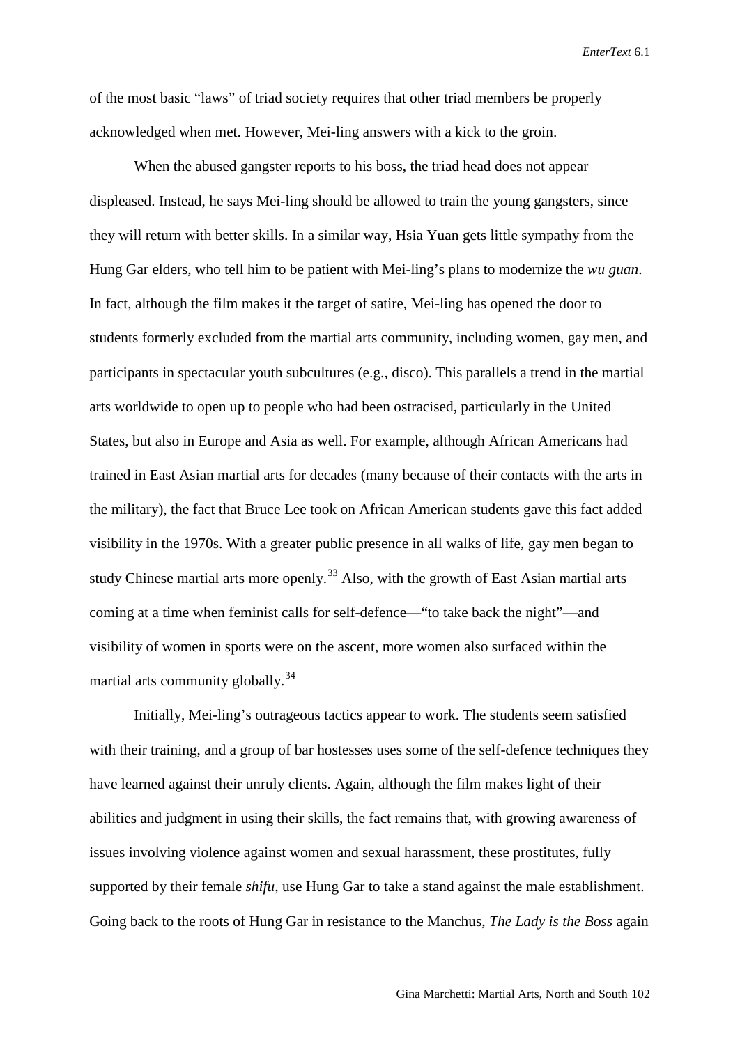of the most basic "laws" of triad society requires that other triad members be properly acknowledged when met. However, Mei-ling answers with a kick to the groin.

When the abused gangster reports to his boss, the triad head does not appear displeased. Instead, he says Mei-ling should be allowed to train the young gangsters, since they will return with better skills. In a similar way, Hsia Yuan gets little sympathy from the Hung Gar elders, who tell him to be patient with Mei-ling's plans to modernize the *wu guan*. In fact, although the film makes it the target of satire, Mei-ling has opened the door to students formerly excluded from the martial arts community, including women, gay men, and participants in spectacular youth subcultures (e.g., disco). This parallels a trend in the martial arts worldwide to open up to people who had been ostracised, particularly in the United States, but also in Europe and Asia as well. For example, although African Americans had trained in East Asian martial arts for decades (many because of their contacts with the arts in the military), the fact that Bruce Lee took on African American students gave this fact added visibility in the 1970s. With a greater public presence in all walks of life, gay men began to study Chinese martial arts more openly.[33] Also, with the growth of East Asian martial arts coming at a time when feminist calls for self-defence—"to take back the night"—and visibility of women in sports were on the ascent, more women also surfaced within the martial arts community globally.[34]

Initially, Mei-ling's outrageous tactics appear to work. The students seem satisfied with their training, and a group of bar hostesses uses some of the self-defence techniques they have learned against their unruly clients. Again, although the film makes light of their abilities and judgment in using their skills, the fact remains that, with growing awareness of issues involving violence against women and sexual harassment, these prostitutes, fully supported by their female *shifu*, use Hung Gar to take a stand against the male establishment. Going back to the roots of Hung Gar in resistance to the Manchus, *The Lady is the Boss* again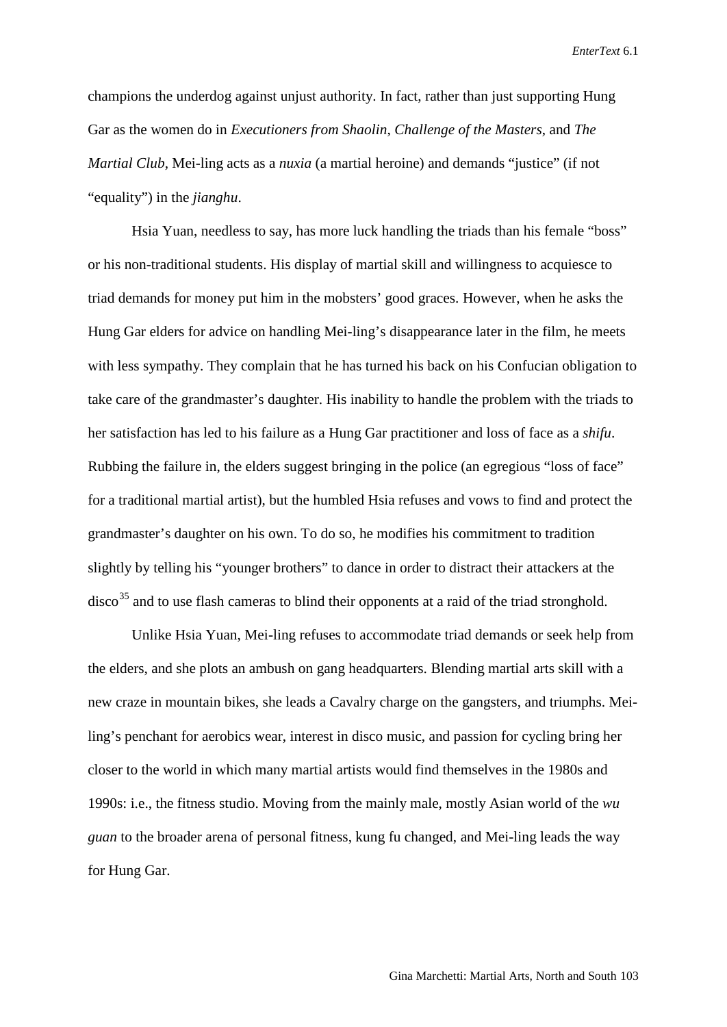champions the underdog against unjust authority. In fact, rather than just supporting Hung Gar as the women do in *Executioners from Shaolin, Challenge of the Masters*, and *The Martial Club*, Mei-ling acts as a *nuxia* (a martial heroine) and demands "justice" (if not "equality") in the *jianghu*.

Hsia Yuan, needless to say, has more luck handling the triads than his female "boss" or his non-traditional students. His display of martial skill and willingness to acquiesce to triad demands for money put him in the mobsters' good graces. However, when he asks the Hung Gar elders for advice on handling Mei-ling's disappearance later in the film, he meets with less sympathy. They complain that he has turned his back on his Confucian obligation to take care of the grandmaster's daughter. His inability to handle the problem with the triads to her satisfaction has led to his failure as a Hung Gar practitioner and loss of face as a *shifu*. Rubbing the failure in, the elders suggest bringing in the police (an egregious "loss of face" for a traditional martial artist), but the humbled Hsia refuses and vows to find and protect the grandmaster's daughter on his own. To do so, he modifies his commitment to tradition slightly by telling his "younger brothers" to dance in order to distract their attackers at the disco[35] and to use flash cameras to blind their opponents at a raid of the triad stronghold.

Unlike Hsia Yuan, Mei-ling refuses to accommodate triad demands or seek help from the elders, and she plots an ambush on gang headquarters. Blending martial arts skill with a new craze in mountain bikes, she leads a Cavalry charge on the gangsters, and triumphs. Mei-ling's penchant for aerobics wear, interest in disco music, and passion for cycling bring her closer to the world in which many martial artists would find themselves in the 1980s and 1990s: i.e., the fitness studio. Moving from the mainly male, mostly Asian world of the *wu guan* to the broader arena of personal fitness, kung fu changed, and Mei-ling leads the way for Hung Gar.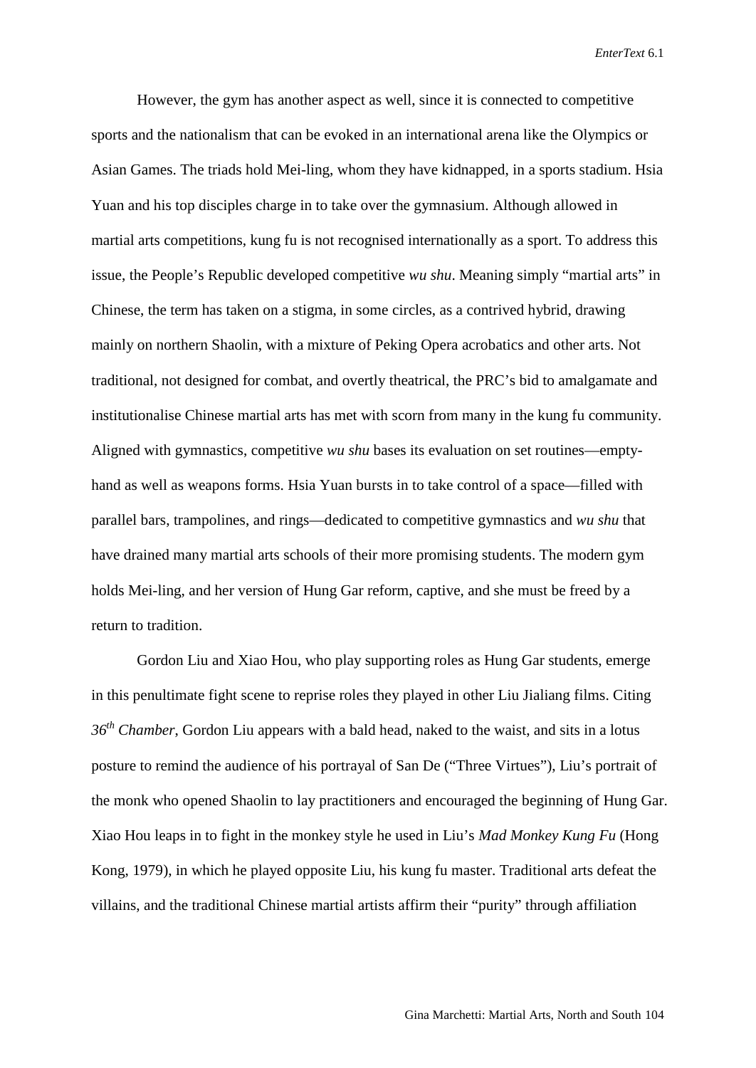However, the gym has another aspect as well, since it is connected to competitive sports and the nationalism that can be evoked in an international arena like the Olympics or Asian Games. The triads hold Mei-ling, whom they have kidnapped, in a sports stadium. Hsia Yuan and his top disciples charge in to take over the gymnasium. Although allowed in martial arts competitions, kung fu is not recognised internationally as a sport. To address this issue, the People's Republic developed competitive *wu shu*. Meaning simply "martial arts" in Chinese, the term has taken on a stigma, in some circles, as a contrived hybrid, drawing mainly on northern Shaolin, with a mixture of Peking Opera acrobatics and other arts. Not traditional, not designed for combat, and overtly theatrical, the PRC's bid to amalgamate and institutionalise Chinese martial arts has met with scorn from many in the kung fu community. Aligned with gymnastics, competitive *wu shu* bases its evaluation on set routines—empty-hand as well as weapons forms. Hsia Yuan bursts in to take control of a space—filled with parallel bars, trampolines, and rings—dedicated to competitive gymnastics and *wu shu* that have drained many martial arts schools of their more promising students. The modern gym holds Mei-ling, and her version of Hung Gar reform, captive, and she must be freed by a return to tradition.

Gordon Liu and Xiao Hou, who play supporting roles as Hung Gar students, emerge in this penultimate fight scene to reprise roles they played in other Liu Jialiang films. Citing *36th Chamber*, Gordon Liu appears with a bald head, naked to the waist, and sits in a lotus posture to remind the audience of his portrayal of San De ("Three Virtues"), Liu's portrait of the monk who opened Shaolin to lay practitioners and encouraged the beginning of Hung Gar. Xiao Hou leaps in to fight in the monkey style he used in Liu's *Mad Monkey Kung Fu* (Hong Kong, 1979), in which he played opposite Liu, his kung fu master. Traditional arts defeat the villains, and the traditional Chinese martial artists affirm their "purity" through affiliation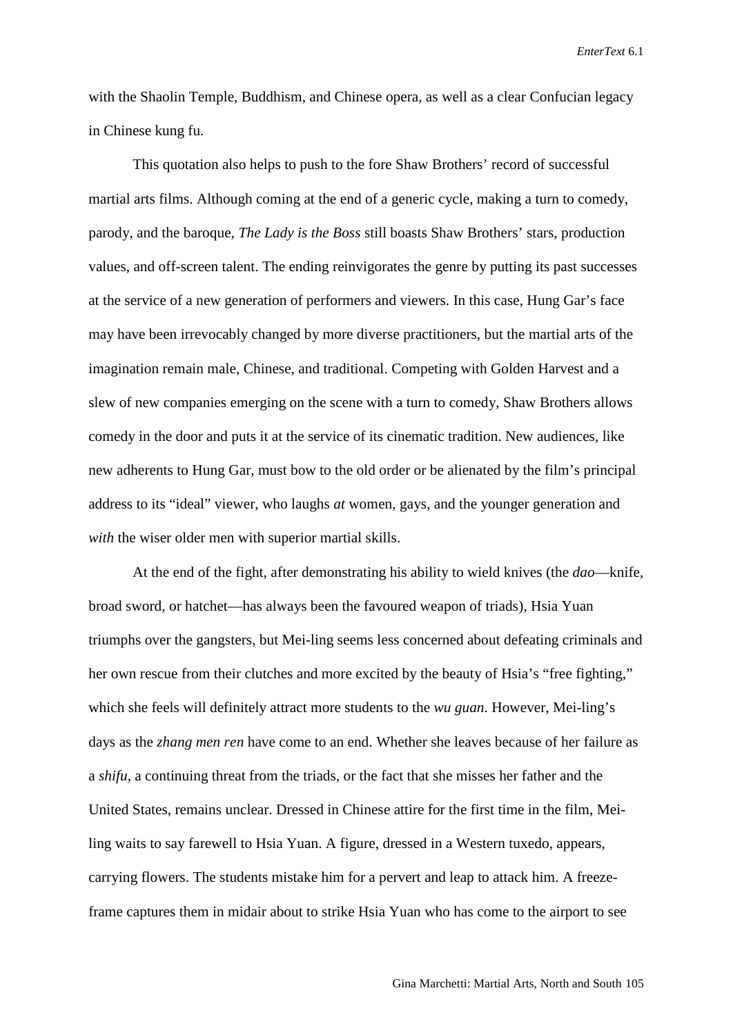with the Shaolin Temple, Buddhism, and Chinese opera, as well as a clear Confucian legacy in Chinese kung fu.

This quotation also helps to push to the fore Shaw Brothers' record of successful martial arts films. Although coming at the end of a generic cycle, making a turn to comedy, parody, and the baroque, *The Lady is the Boss* still boasts Shaw Brothers' stars, production values, and off-screen talent. The ending reinvigorates the genre by putting its past successes at the service of a new generation of performers and viewers. In this case, Hung Gar's face may have been irrevocably changed by more diverse practitioners, but the martial arts of the imagination remain male, Chinese, and traditional. Competing with Golden Harvest and a slew of new companies emerging on the scene with a turn to comedy, Shaw Brothers allows comedy in the door and puts it at the service of its cinematic tradition. New audiences, like new adherents to Hung Gar, must bow to the old order or be alienated by the film's principal address to its "ideal" viewer, who laughs *at* women, gays, and the younger generation and *with* the wiser older men with superior martial skills.

At the end of the fight, after demonstrating his ability to wield knives (the *dao*—knife, broad sword, or hatchet—has always been the favoured weapon of triads), Hsia Yuan triumphs over the gangsters, but Mei-ling seems less concerned about defeating criminals and her own rescue from their clutches and more excited by the beauty of Hsia's "free fighting," which she feels will definitely attract more students to the *wu guan*. However, Mei-ling's days as the *zhang men ren* have come to an end. Whether she leaves because of her failure as a *shifu*, a continuing threat from the triads, or the fact that she misses her father and the United States, remains unclear. Dressed in Chinese attire for the first time in the film, Mei-ling waits to say farewell to Hsia Yuan. A figure, dressed in a Western tuxedo, appears, carrying flowers. The students mistake him for a pervert and leap to attack him. A freeze-frame captures them in midair about to strike Hsia Yuan who has come to the airport to see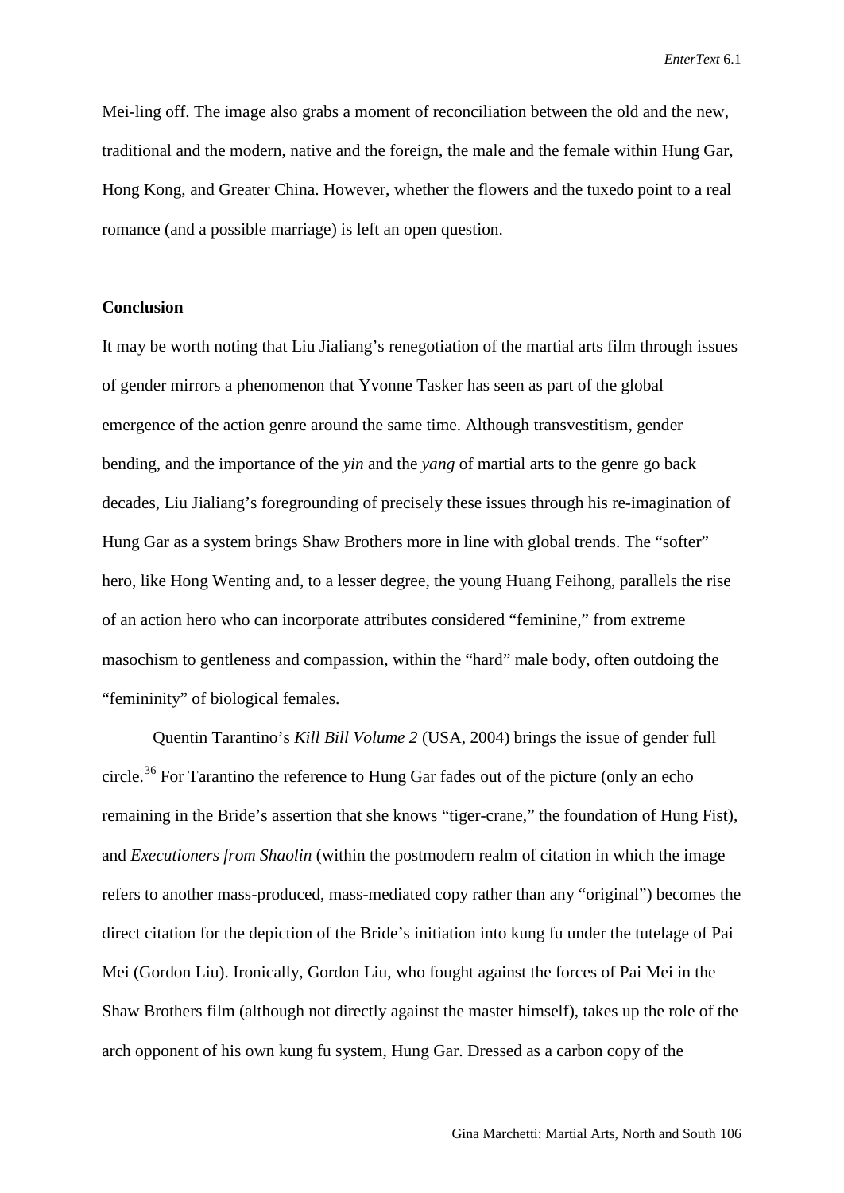Mei-ling off. The image also grabs a moment of reconciliation between the old and the new, traditional and the modern, native and the foreign, the male and the female within Hung Gar, Hong Kong, and Greater China. However, whether the flowers and the tuxedo point to a real romance (and a possible marriage) is left an open question.

**Conclusion**

It may be worth noting that Liu Jialiang's renegotiation of the martial arts film through issues of gender mirrors a phenomenon that Yvonne Tasker has seen as part of the global emergence of the action genre around the same time. Although transvestitism, gender bending, and the importance of the *yin* and the *yang* of martial arts to the genre go back decades, Liu Jialiang's foregrounding of precisely these issues through his re-imagination of Hung Gar as a system brings Shaw Brothers more in line with global trends. The "softer" hero, like Hong Wenting and, to a lesser degree, the young Huang Feihong, parallels the rise of an action hero who can incorporate attributes considered "feminine," from extreme masochism to gentleness and compassion, within the "hard" male body, often outdoing the "femininity" of biological females.

Quentin Tarantino's *Kill Bill Volume 2* (USA, 2004) brings the issue of gender full circle.[36] For Tarantino the reference to Hung Gar fades out of the picture (only an echo remaining in the Bride's assertion that she knows "tiger-crane," the foundation of Hung Fist), and *Executioners from Shaolin* (within the postmodern realm of citation in which the image refers to another mass-produced, mass-mediated copy rather than any "original") becomes the direct citation for the depiction of the Bride's initiation into kung fu under the tutelage of Pai Mei (Gordon Liu). Ironically, Gordon Liu, who fought against the forces of Pai Mei in the Shaw Brothers film (although not directly against the master himself), takes up the role of the arch opponent of his own kung fu system, Hung Gar. Dressed as a carbon copy of the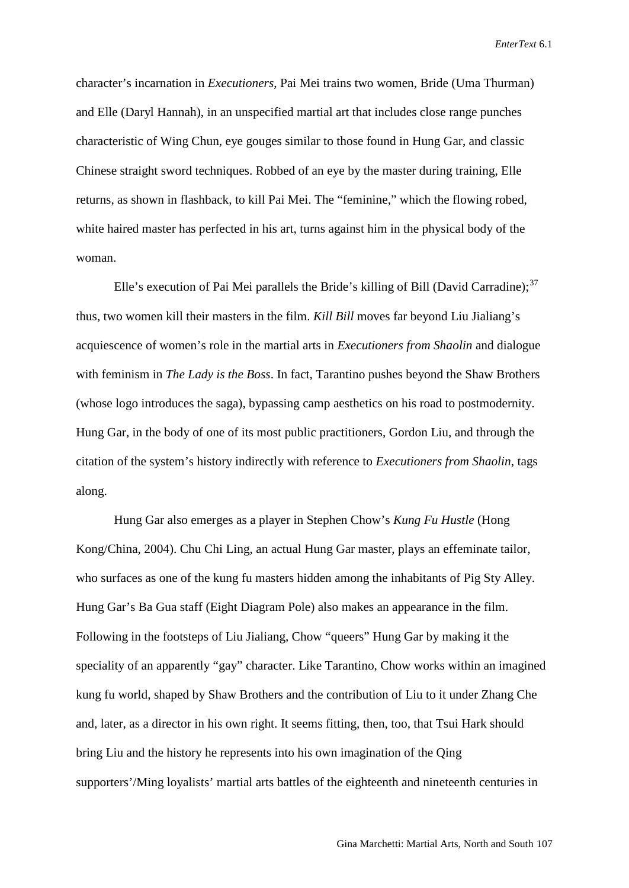character's incarnation in *Executioners*, Pai Mei trains two women, Bride (Uma Thurman) and Elle (Daryl Hannah), in an unspecified martial art that includes close range punches characteristic of Wing Chun, eye gouges similar to those found in Hung Gar, and classic Chinese straight sword techniques. Robbed of an eye by the master during training, Elle returns, as shown in flashback, to kill Pai Mei. The "feminine," which the flowing robed, white haired master has perfected in his art, turns against him in the physical body of the woman.

Elle's execution of Pai Mei parallels the Bride's killing of Bill (David Carradine);[37] thus, two women kill their masters in the film. *Kill Bill* moves far beyond Liu Jialiang's acquiescence of women's role in the martial arts in *Executioners from Shaolin* and dialogue with feminism in *The Lady is the Boss*. In fact, Tarantino pushes beyond the Shaw Brothers (whose logo introduces the saga), bypassing camp aesthetics on his road to postmodernity. Hung Gar, in the body of one of its most public practitioners, Gordon Liu, and through the citation of the system's history indirectly with reference to *Executioners from Shaolin*, tags along.

Hung Gar also emerges as a player in Stephen Chow's *Kung Fu Hustle* (Hong Kong/China, 2004). Chu Chi Ling, an actual Hung Gar master, plays an effeminate tailor, who surfaces as one of the kung fu masters hidden among the inhabitants of Pig Sty Alley. Hung Gar's Ba Gua staff (Eight Diagram Pole) also makes an appearance in the film. Following in the footsteps of Liu Jialiang, Chow "queers" Hung Gar by making it the speciality of an apparently "gay" character. Like Tarantino, Chow works within an imagined kung fu world, shaped by Shaw Brothers and the contribution of Liu to it under Zhang Che and, later, as a director in his own right. It seems fitting, then, too, that Tsui Hark should bring Liu and the history he represents into his own imagination of the Qing supporters'/Ming loyalists' martial arts battles of the eighteenth and nineteenth centuries in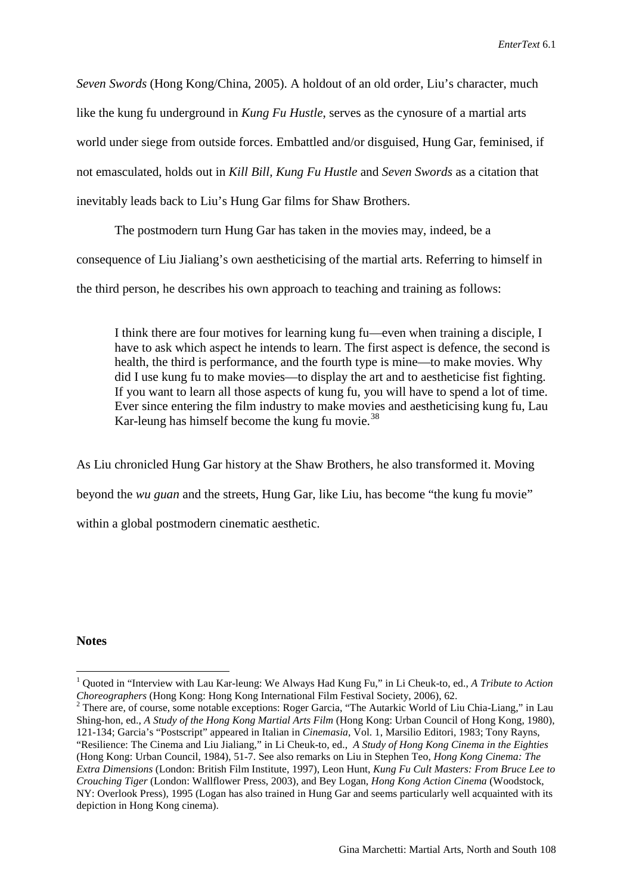*Seven Swords* (Hong Kong/China, 2005). A holdout of an old order, Liu's character, much like the kung fu underground in *Kung Fu Hustle*, serves as the cynosure of a martial arts world under siege from outside forces. Embattled and/or disguised, Hung Gar, feminised, if not emasculated, holds out in *Kill Bill, Kung Fu Hustle* and *Seven Swords* as a citation that inevitably leads back to Liu's Hung Gar films for Shaw Brothers.

The postmodern turn Hung Gar has taken in the movies may, indeed, be a consequence of Liu Jialiang's own aestheticising of the martial arts. Referring to himself in the third person, he describes his own approach to teaching and training as follows:

> I think there are four motives for learning kung fu—even when training a disciple, I have to ask which aspect he intends to learn. The first aspect is defence, the second is health, the third is performance, and the fourth type is mine—to make movies. Why did I use kung fu to make movies—to display the art and to aestheticise fist fighting. If you want to learn all those aspects of kung fu, you will have to spend a lot of time. Ever since entering the film industry to make movies and aestheticising kung fu, Lau Kar-leung has himself become the kung fu movie.[38]

As Liu chronicled Hung Gar history at the Shaw Brothers, he also transformed it. Moving beyond the *wu guan* and the streets, Hung Gar, like Liu, has become "the kung fu movie" within a global postmodern cinematic aesthetic.

**Notes**

[1] Quoted in "Interview with Lau Kar-leung: We Always Had Kung Fu," in Li Cheuk-to, ed., *A Tribute to Action Choreographers* (Hong Kong: Hong Kong International Film Festival Society, 2006), 62.

[2] There are, of course, some notable exceptions: Roger Garcia, "The Autarkic World of Liu Chia-Liang," in Lau Shing-hon, ed., *A Study of the Hong Kong Martial Arts Film* (Hong Kong: Urban Council of Hong Kong, 1980), 121-134; Garcia's "Postscript" appeared in Italian in *Cinemasia*, Vol. 1, Marsilio Editori, 1983; Tony Rayns, "Resilience: The Cinema and Liu Jialiang," in Li Cheuk-to, ed., *A Study of Hong Kong Cinema in the Eighties* (Hong Kong: Urban Council, 1984), 51-7. See also remarks on Liu in Stephen Teo, *Hong Kong Cinema: The Extra Dimensions* (London: British Film Institute, 1997), Leon Hunt, *Kung Fu Cult Masters: From Bruce Lee to Crouching Tiger* (London: Wallflower Press, 2003), and Bey Logan, *Hong Kong Action Cinema* (Woodstock, NY: Overlook Press), 1995 (Logan has also trained in Hung Gar and seems particularly well acquainted with its depiction in Hong Kong cinema).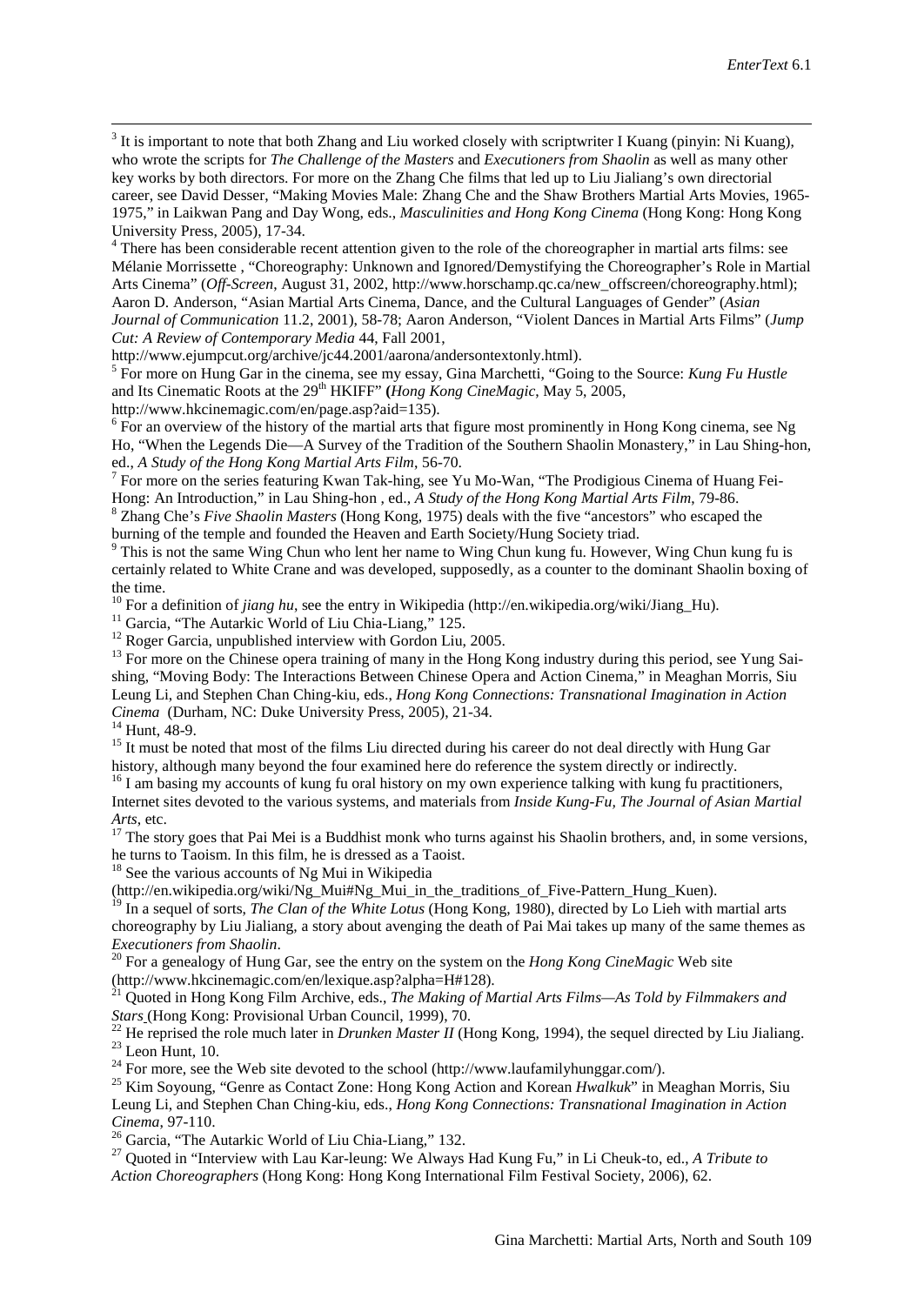[3] It is important to note that both Zhang and Liu worked closely with scriptwriter I Kuang (pinyin: Ni Kuang), who wrote the scripts for *The Challenge of the Masters* and *Executioners from Shaolin* as well as many other key works by both directors. For more on the Zhang Che films that led up to Liu Jialiang's own directorial career, see David Desser, "Making Movies Male: Zhang Che and the Shaw Brothers Martial Arts Movies, 1965-1975," in Laikwan Pang and Day Wong, eds., *Masculinities and Hong Kong Cinema* (Hong Kong: Hong Kong University Press, 2005), 17-34.

[4] There has been considerable recent attention given to the role of the choreographer in martial arts films: see Mélanie Morrissette , "Choreography: Unknown and Ignored/Demystifying the Choreographer's Role in Martial Arts Cinema" (*Off-Screen*, August 31, 2002, http://www.horschamp.qc.ca/new_offscreen/choreography.html); Aaron D. Anderson, "Asian Martial Arts Cinema, Dance, and the Cultural Languages of Gender" (*Asian Journal of Communication* 11.2, 2001), 58-78; Aaron Anderson, "Violent Dances in Martial Arts Films" (*Jump Cut: A Review of Contemporary Media* 44, Fall 2001, http://www.ejumpcut.org/archive/jc44.2001/aarona/andersontextonly.html).

[5] For more on Hung Gar in the cinema, see my essay, Gina Marchetti, "Going to the Source: *Kung Fu Hustle* and Its Cinematic Roots at the 29th HKIFF" (*Hong Kong CineMagic*, May 5, 2005, http://www.hkcinemagic.com/en/page.asp?aid=135).

[6] For an overview of the history of the martial arts that figure most prominently in Hong Kong cinema, see Ng Ho, "When the Legends Die—A Survey of the Tradition of the Southern Shaolin Monastery," in Lau Shing-hon, ed., *A Study of the Hong Kong Martial Arts Film*, 56-70.

[7] For more on the series featuring Kwan Tak-hing, see Yu Mo-Wan, "The Prodigious Cinema of Huang Fei-Hong: An Introduction," in Lau Shing-hon , ed., *A Study of the Hong Kong Martial Arts Film*, 79-86.

[8] Zhang Che's *Five Shaolin Masters* (Hong Kong, 1975) deals with the five "ancestors" who escaped the burning of the temple and founded the Heaven and Earth Society/Hung Society triad.

[9] This is not the same Wing Chun who lent her name to Wing Chun kung fu. However, Wing Chun kung fu is certainly related to White Crane and was developed, supposedly, as a counter to the dominant Shaolin boxing of the time.

[10] For a definition of *jiang hu*, see the entry in Wikipedia (http://en.wikipedia.org/wiki/Jiang_Hu).

[11] Garcia, "The Autarkic World of Liu Chia-Liang," 125.

[12] Roger Garcia, unpublished interview with Gordon Liu, 2005.

[13] For more on the Chinese opera training of many in the Hong Kong industry during this period, see Yung Sai-shing, "Moving Body: The Interactions Between Chinese Opera and Action Cinema," in Meaghan Morris, Siu Leung Li, and Stephen Chan Ching-kiu, eds., *Hong Kong Connections: Transnational Imagination in Action Cinema* (Durham, NC: Duke University Press, 2005), 21-34.

[14] Hunt, 48-9.

[15] It must be noted that most of the films Liu directed during his career do not deal directly with Hung Gar history, although many beyond the four examined here do reference the system directly or indirectly.

[16] I am basing my accounts of kung fu oral history on my own experience talking with kung fu practitioners, Internet sites devoted to the various systems, and materials from *Inside Kung-Fu*, *The Journal of Asian Martial Arts*, etc.

[17] The story goes that Pai Mei is a Buddhist monk who turns against his Shaolin brothers, and, in some versions, he turns to Taoism. In this film, he is dressed as a Taoist.

[18] See the various accounts of Ng Mui in Wikipedia (http://en.wikipedia.org/wiki/Ng_Mui#Ng_Mui_in_the_traditions_of_Five-Pattern_Hung_Kuen).

[19] In a sequel of sorts, *The Clan of the White Lotus* (Hong Kong, 1980), directed by Lo Lieh with martial arts choreography by Liu Jialiang, a story about avenging the death of Pai Mai takes up many of the same themes as *Executioners from Shaolin*.

[20] For a genealogy of Hung Gar, see the entry on the system on the *Hong Kong CineMagic* Web site (http://www.hkcinemagic.com/en/lexique.asp?alpha=H#128).

[21] Quoted in Hong Kong Film Archive, eds., *The Making of Martial Arts Films—As Told by Filmmakers and Stars* (Hong Kong: Provisional Urban Council, 1999), 70.

[22] He reprised the role much later in *Drunken Master II* (Hong Kong, 1994), the sequel directed by Liu Jialiang.

[23] Leon Hunt, 10.

[24] For more, see the Web site devoted to the school (http://www.laufamilyhunggar.com/).

[25] Kim Soyoung, "Genre as Contact Zone: Hong Kong Action and Korean *Hwalkuk*" in Meaghan Morris, Siu Leung Li, and Stephen Chan Ching-kiu, eds., *Hong Kong Connections: Transnational Imagination in Action Cinema*, 97-110.

[26] Garcia, "The Autarkic World of Liu Chia-Liang," 132.

[27] Quoted in "Interview with Lau Kar-leung: We Always Had Kung Fu," in Li Cheuk-to, ed., *A Tribute to Action Choreographers* (Hong Kong: Hong Kong International Film Festival Society, 2006), 62.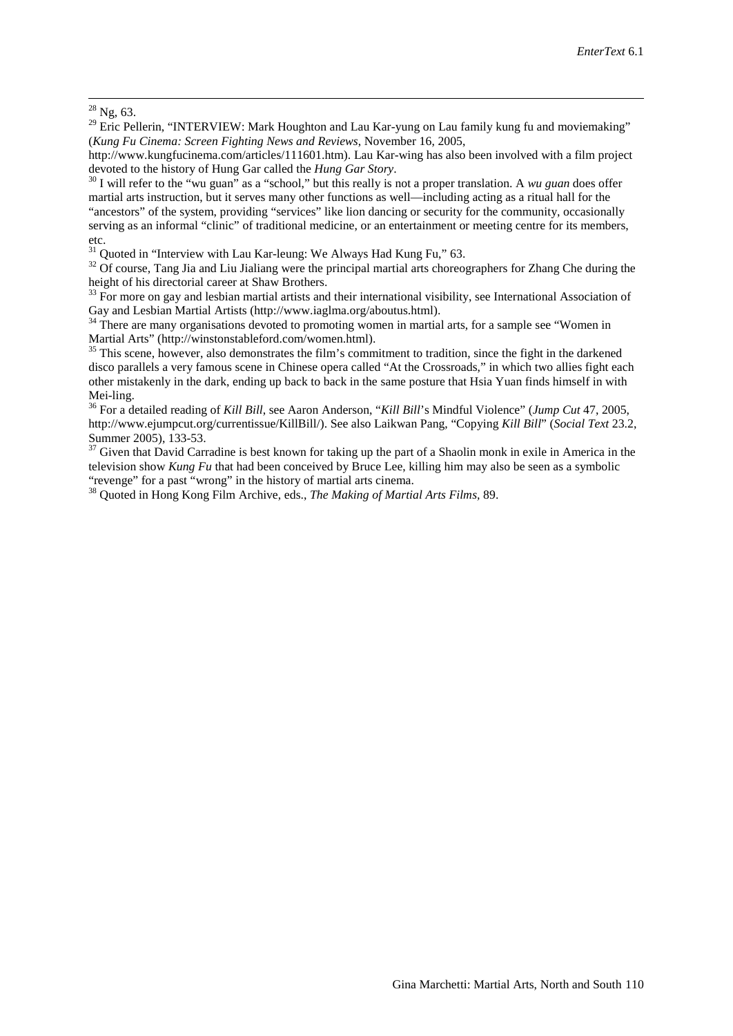[28] Ng, 63.

[29] Eric Pellerin, "INTERVIEW: Mark Houghton and Lau Kar-yung on Lau family kung fu and moviemaking" (*Kung Fu Cinema: Screen Fighting News and Reviews*, November 16, 2005, http://www.kungfucinema.com/articles/111601.htm). Lau Kar-wing has also been involved with a film project devoted to the history of Hung Gar called the *Hung Gar Story*.

[30] I will refer to the "wu guan" as a "school," but this really is not a proper translation. A *wu guan* does offer martial arts instruction, but it serves many other functions as well—including acting as a ritual hall for the "ancestors" of the system, providing "services" like lion dancing or security for the community, occasionally serving as an informal "clinic" of traditional medicine, or an entertainment or meeting centre for its members, etc.

[31] Quoted in "Interview with Lau Kar-leung: We Always Had Kung Fu," 63.

[32] Of course, Tang Jia and Liu Jialiang were the principal martial arts choreographers for Zhang Che during the height of his directorial career at Shaw Brothers.

[33] For more on gay and lesbian martial artists and their international visibility, see International Association of Gay and Lesbian Martial Artists (http://www.iaglma.org/aboutus.html).

[34] There are many organisations devoted to promoting women in martial arts, for a sample see "Women in Martial Arts" (http://winstonstableford.com/women.html).

[35] This scene, however, also demonstrates the film's commitment to tradition, since the fight in the darkened disco parallels a very famous scene in Chinese opera called "At the Crossroads," in which two allies fight each other mistakenly in the dark, ending up back to back in the same posture that Hsia Yuan finds himself in with Mei-ling.

[36] For a detailed reading of *Kill Bill*, see Aaron Anderson, "*Kill Bill*'s Mindful Violence" (*Jump Cut* 47, 2005, http://www.ejumpcut.org/currentissue/KillBill/). See also Laikwan Pang, "Copying *Kill Bill*" (*Social Text* 23.2, Summer 2005), 133-53.

[37] Given that David Carradine is best known for taking up the part of a Shaolin monk in exile in America in the television show *Kung Fu* that had been conceived by Bruce Lee, killing him may also be seen as a symbolic "revenge" for a past "wrong" in the history of martial arts cinema.

[38] Quoted in Hong Kong Film Archive, eds., *The Making of Martial Arts Films*, 89.